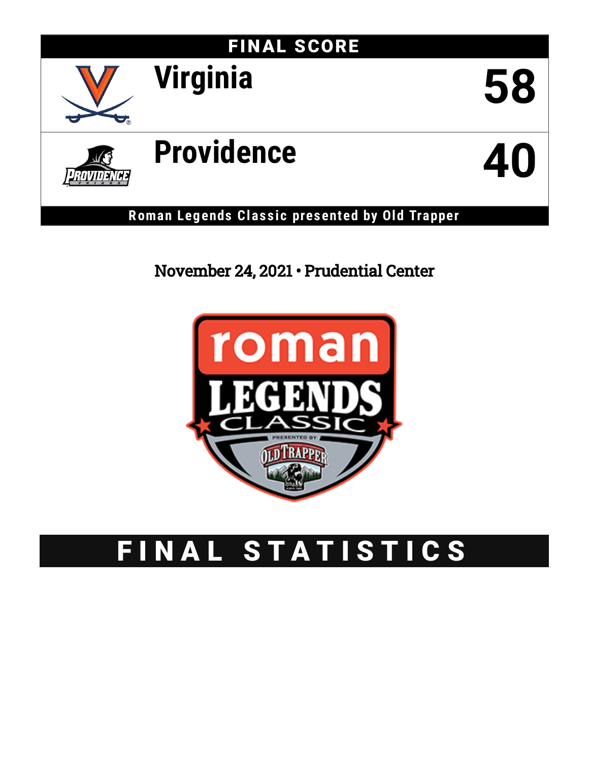# FINAL SCORE

| | |
|---|---|
| Virginia | 58 |
| Providence | 40 |

**Roman Legends Classic presented by Old Trapper**

November 24, 2021 • Prudential Center

# FINAL STATISTICS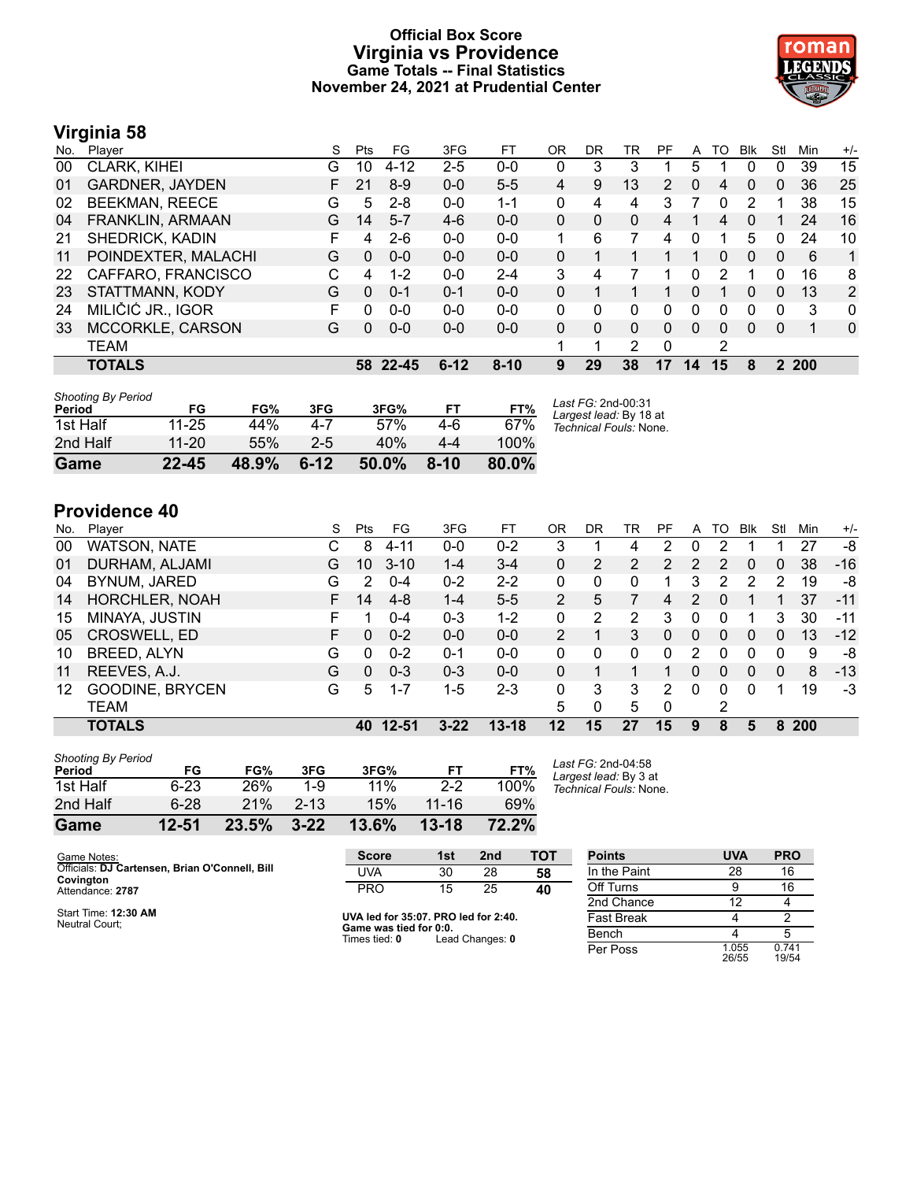# Official Box Score
## Virginia vs Providence
### Game Totals -- Final Statistics
### November 24, 2021 at Prudential Center

## Virginia 58

| No. | Player | S | Pts | FG | 3FG | FT | OR | DR | TR | PF | A | TO | Blk | Stl | Min | +/- |
|---|---|---|---|---|---|---|---|---|---|---|---|---|---|---|---|---|
| 00 | CLARK, KIHEI | G | 10 | 4-12 | 2-5 | 0-0 | 0 | 3 | 3 | 1 | 5 | 1 | 0 | 0 | 39 | 15 |
| 01 | GARDNER, JAYDEN | F | 21 | 8-9 | 0-0 | 5-5 | 4 | 9 | 13 | 2 | 0 | 4 | 0 | 0 | 36 | 25 |
| 02 | BEEKMAN, REECE | G | 5 | 2-8 | 0-0 | 1-1 | 0 | 4 | 4 | 3 | 7 | 0 | 2 | 1 | 38 | 15 |
| 04 | FRANKLIN, ARMAAN | G | 14 | 5-7 | 4-6 | 0-0 | 0 | 0 | 0 | 4 | 1 | 4 | 0 | 1 | 24 | 16 |
| 21 | SHEDRICK, KADIN | F | 4 | 2-6 | 0-0 | 0-0 | 1 | 6 | 7 | 4 | 0 | 1 | 5 | 0 | 24 | 10 |
| 11 | POINDEXTER, MALACHI | G | 0 | 0-0 | 0-0 | 0-0 | 0 | 1 | 1 | 1 | 1 | 0 | 0 | 0 | 6 | 1 |
| 22 | CAFFARO, FRANCISCO | C | 4 | 1-2 | 0-0 | 2-4 | 3 | 4 | 7 | 1 | 0 | 2 | 1 | 0 | 16 | 8 |
| 23 | STATTMANN, KODY | G | 0 | 0-1 | 0-1 | 0-0 | 0 | 1 | 1 | 1 | 0 | 1 | 0 | 0 | 13 | 2 |
| 24 | MILIČIĆ JR., IGOR | F | 0 | 0-0 | 0-0 | 0-0 | 0 | 0 | 0 | 0 | 0 | 0 | 0 | 0 | 3 | 0 |
| 33 | MCCORKLE, CARSON | G | 0 | 0-0 | 0-0 | 0-0 | 0 | 0 | 0 | 0 | 0 | 0 | 0 | 0 | 1 | 0 |
| | TEAM | | | | | | 1 | 1 | 2 | 0 | | 2 | | | | |
| | **TOTALS** | | **58** | **22-45** | **6-12** | **8-10** | **9** | **29** | **38** | **17** | **14** | **15** | **8** | **2** | **200** | |

*Shooting By Period*

| Period | FG | FG% | 3FG | 3FG% | FT | FT% |
|---|---|---|---|---|---|---|
| 1st Half | 11-25 | 44% | 4-7 | 57% | 4-6 | 67% |
| 2nd Half | 11-20 | 55% | 2-5 | 40% | 4-4 | 100% |
| **Game** | **22-45** | **48.9%** | **6-12** | **50.0%** | **8-10** | **80.0%** |

*Last FG:* 2nd-00:31
*Largest lead:* By 18 at
*Technical Fouls:* None.

## Providence 40

| No. | Player | S | Pts | FG | 3FG | FT | OR | DR | TR | PF | A | TO | Blk | Stl | Min | +/- |
|---|---|---|---|---|---|---|---|---|---|---|---|---|---|---|---|---|
| 00 | WATSON, NATE | C | 8 | 4-11 | 0-0 | 0-2 | 3 | 1 | 4 | 2 | 0 | 2 | 1 | 1 | 27 | -8 |
| 01 | DURHAM, ALJAMI | G | 10 | 3-10 | 1-4 | 3-4 | 0 | 2 | 2 | 2 | 2 | 2 | 0 | 0 | 38 | -16 |
| 04 | BYNUM, JARED | G | 2 | 0-4 | 0-2 | 2-2 | 0 | 0 | 0 | 1 | 3 | 2 | 2 | 2 | 19 | -8 |
| 14 | HORCHLER, NOAH | F | 14 | 4-8 | 1-4 | 5-5 | 2 | 5 | 7 | 4 | 2 | 0 | 1 | 1 | 37 | -11 |
| 15 | MINAYA, JUSTIN | F | 1 | 0-4 | 0-3 | 1-2 | 0 | 2 | 2 | 3 | 0 | 0 | 1 | 3 | 30 | -11 |
| 05 | CROSWELL, ED | F | 0 | 0-2 | 0-0 | 0-0 | 2 | 1 | 3 | 0 | 0 | 0 | 0 | 0 | 13 | -12 |
| 10 | BREED, ALYN | G | 0 | 0-2 | 0-1 | 0-0 | 0 | 0 | 0 | 0 | 2 | 0 | 0 | 0 | 9 | -8 |
| 11 | REEVES, A.J. | G | 0 | 0-3 | 0-3 | 0-0 | 0 | 1 | 1 | 1 | 0 | 0 | 0 | 0 | 8 | -13 |
| 12 | GOODINE, BRYCEN | G | 5 | 1-7 | 1-5 | 2-3 | 0 | 3 | 3 | 2 | 0 | 0 | 0 | 1 | 19 | -3 |
| | TEAM | | | | | | 5 | 0 | 5 | 0 | | 2 | | | | |
| | **TOTALS** | | **40** | **12-51** | **3-22** | **13-18** | **12** | **15** | **27** | **15** | **9** | **8** | **5** | **8** | **200** | |

*Shooting By Period*

| Period | FG | FG% | 3FG | 3FG% | FT | FT% |
|---|---|---|---|---|---|---|
| 1st Half | 6-23 | 26% | 1-9 | 11% | 2-2 | 100% |
| 2nd Half | 6-28 | 21% | 2-13 | 15% | 11-16 | 69% |
| **Game** | **12-51** | **23.5%** | **3-22** | **13.6%** | **13-18** | **72.2%** |

*Last FG:* 2nd-04:58
*Largest lead:* By 3 at
*Technical Fouls:* None.

Game Notes:
Officials: **DJ Cartensen, Brian O'Connell, Bill Covington**
Attendance: **2787**

Start Time: **12:30 AM**
Neutral Court;

| Score | 1st | 2nd | TOT |
|---|---|---|---|
| UVA | 30 | 28 | **58** |
| PRO | 15 | 25 | **40** |

**UVA led for 35:07. PRO led for 2:40.**
**Game was tied for 0:0.**
Times tied: **0** Lead Changes: **0**

| Points | UVA | PRO |
|---|---|---|
| In the Paint | 28 | 16 |
| Off Turns | 9 | 16 |
| 2nd Chance | 12 | 4 |
| Fast Break | 4 | 2 |
| Bench | 4 | 5 |
| Per Poss | 1.055 26/55 | 0.741 19/54 |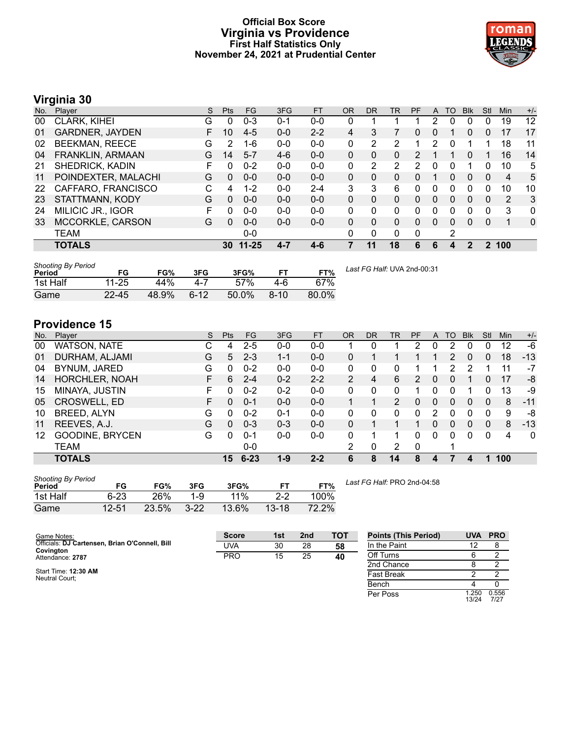# Official Box Score
## Virginia vs Providence
### First Half Statistics Only
### November 24, 2021 at Prudential Center

## Virginia 30

| No. | Player | S | Pts | FG | 3FG | FT | OR | DR | TR | PF | A | TO | Blk | Stl | Min | +/- |
|---|---|---|---|---|---|---|---|---|---|---|---|---|---|---|---|---|
| 00 | CLARK, KIHEI | G | 0 | 0-3 | 0-1 | 0-0 | 0 | 1 | 1 | 1 | 2 | 0 | 0 | 0 | 19 | 12 |
| 01 | GARDNER, JAYDEN | F | 10 | 4-5 | 0-0 | 2-2 | 4 | 3 | 7 | 0 | 0 | 1 | 0 | 0 | 17 | 17 |
| 02 | BEEKMAN, REECE | G | 2 | 1-6 | 0-0 | 0-0 | 0 | 2 | 2 | 1 | 2 | 0 | 1 | 1 | 18 | 11 |
| 04 | FRANKLIN, ARMAAN | G | 14 | 5-7 | 4-6 | 0-0 | 0 | 0 | 0 | 2 | 1 | 1 | 0 | 1 | 16 | 14 |
| 21 | SHEDRICK, KADIN | F | 0 | 0-2 | 0-0 | 0-0 | 0 | 2 | 2 | 2 | 0 | 0 | 1 | 0 | 10 | 5 |
| 11 | POINDEXTER, MALACHI | G | 0 | 0-0 | 0-0 | 0-0 | 0 | 0 | 0 | 0 | 1 | 0 | 0 | 0 | 4 | 5 |
| 22 | CAFFARO, FRANCISCO | C | 4 | 1-2 | 0-0 | 2-4 | 3 | 3 | 6 | 0 | 0 | 0 | 0 | 0 | 10 | 10 |
| 23 | STATTMANN, KODY | G | 0 | 0-0 | 0-0 | 0-0 | 0 | 0 | 0 | 0 | 0 | 0 | 0 | 0 | 2 | 3 |
| 24 | MILICIC JR., IGOR | F | 0 | 0-0 | 0-0 | 0-0 | 0 | 0 | 0 | 0 | 0 | 0 | 0 | 0 | 3 | 0 |
| 33 | MCCORKLE, CARSON | G | 0 | 0-0 | 0-0 | 0-0 | 0 | 0 | 0 | 0 | 0 | 0 | 0 | 0 | 1 | 0 |
| | TEAM | | | 0-0 | | | 0 | 0 | 0 | 0 | | 2 | | | | |
| | **TOTALS** | | **30** | **11-25** | **4-7** | **4-6** | **7** | **11** | **18** | **6** | **6** | **4** | **2** | **2** | **100** | |

*Shooting By Period*

| Period | FG | FG% | 3FG | 3FG% | FT | FT% |
|---|---|---|---|---|---|---|
| 1st Half | 11-25 | 44% | 4-7 | 57% | 4-6 | 67% |
| Game | 22-45 | 48.9% | 6-12 | 50.0% | 8-10 | 80.0% |

*Last FG Half:* UVA 2nd-00:31

## Providence 15

| No. | Player | S | Pts | FG | 3FG | FT | OR | DR | TR | PF | A | TO | Blk | Stl | Min | +/- |
|---|---|---|---|---|---|---|---|---|---|---|---|---|---|---|---|---|
| 00 | WATSON, NATE | C | 4 | 2-5 | 0-0 | 0-0 | 1 | 0 | 1 | 2 | 0 | 2 | 0 | 0 | 12 | -6 |
| 01 | DURHAM, ALJAMI | G | 5 | 2-3 | 1-1 | 0-0 | 0 | 1 | 1 | 1 | 1 | 2 | 0 | 0 | 18 | -13 |
| 04 | BYNUM, JARED | G | 0 | 0-2 | 0-0 | 0-0 | 0 | 0 | 0 | 1 | 1 | 2 | 2 | 1 | 11 | -7 |
| 14 | HORCHLER, NOAH | F | 6 | 2-4 | 0-2 | 2-2 | 2 | 4 | 6 | 2 | 0 | 0 | 1 | 0 | 17 | -8 |
| 15 | MINAYA, JUSTIN | F | 0 | 0-2 | 0-2 | 0-0 | 0 | 0 | 0 | 1 | 0 | 0 | 1 | 0 | 13 | -9 |
| 05 | CROSWELL, ED | F | 0 | 0-1 | 0-0 | 0-0 | 1 | 1 | 2 | 0 | 0 | 0 | 0 | 0 | 8 | -11 |
| 10 | BREED, ALYN | G | 0 | 0-2 | 0-1 | 0-0 | 0 | 0 | 0 | 0 | 2 | 0 | 0 | 0 | 9 | -8 |
| 11 | REEVES, A.J. | G | 0 | 0-3 | 0-3 | 0-0 | 0 | 1 | 1 | 1 | 0 | 0 | 0 | 0 | 8 | -13 |
| 12 | GOODINE, BRYCEN | G | 0 | 0-1 | 0-0 | 0-0 | 0 | 1 | 1 | 0 | 0 | 0 | 0 | 0 | 4 | 0 |
| | TEAM | | | 0-0 | | | 2 | 0 | 2 | 0 | | 1 | | | | |
| | **TOTALS** | | **15** | **6-23** | **1-9** | **2-2** | **6** | **8** | **14** | **8** | **4** | **7** | **4** | **1** | **100** | |

*Shooting By Period*

| Period | FG | FG% | 3FG | 3FG% | FT | FT% |
|---|---|---|---|---|---|---|
| 1st Half | 6-23 | 26% | 1-9 | 11% | 2-2 | 100% |
| Game | 12-51 | 23.5% | 3-22 | 13.6% | 13-18 | 72.2% |

*Last FG Half:* PRO 2nd-04:58

Game Notes:
Officials: **DJ Cartensen, Brian O'Connell, Bill Covington**
Attendance: **2787**

Start Time: **12:30 AM**
Neutral Court;

| Score | 1st | 2nd | TOT |
|---|---|---|---|
| UVA | 30 | 28 | **58** |
| PRO | 15 | 25 | **40** |

| Points (This Period) | UVA | PRO |
|---|---|---|
| In the Paint | 12 | 8 |
| Off Turns | 6 | 2 |
| 2nd Chance | 8 | 2 |
| Fast Break | 2 | 2 |
| Bench | 4 | 0 |
| Per Poss | 1.250 13/24 | 0.556 7/27 |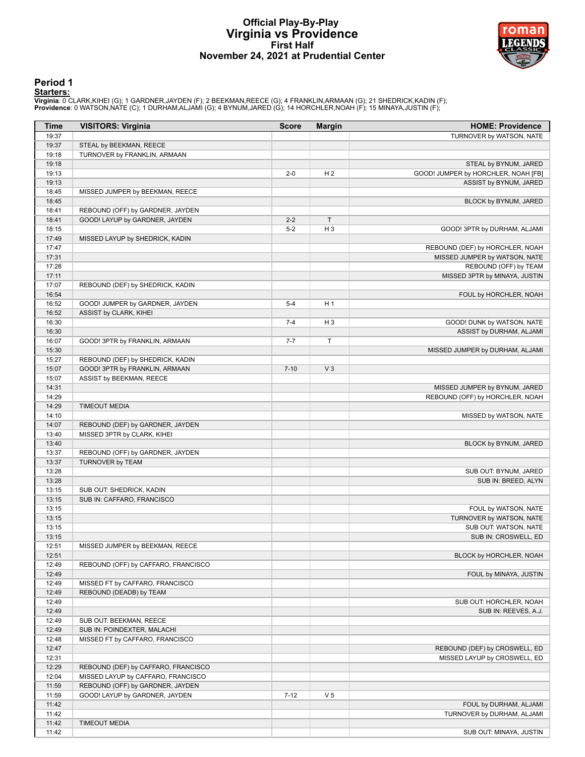# Official Play-By-Play
## Virginia vs Providence
### First Half
### November 24, 2021 at Prudential Center

## Period 1

**Starters:**

**Virginia**: 0 CLARK,KIHEI (G); 1 GARDNER,JAYDEN (F); 2 BEEKMAN,REECE (G); 4 FRANKLIN,ARMAAN (G); 21 SHEDRICK,KADIN (F);
**Providence**: 0 WATSON,NATE (C); 1 DURHAM,ALJAMI (G); 4 BYNUM,JARED (G); 14 HORCHLER,NOAH (F); 15 MINAYA,JUSTIN (F);

| Time | VISITORS: Virginia | Score | Margin | HOME: Providence |
|---|---|---|---|---|
| 19:37 | | | | TURNOVER by WATSON, NATE |
| 19:37 | STEAL by BEEKMAN, REECE | | | |
| 19:18 | TURNOVER by FRANKLIN, ARMAAN | | | |
| 19:18 | | | | STEAL by BYNUM, JARED |
| 19:13 | | 2-0 | H 2 | GOOD! JUMPER by HORCHLER, NOAH [FB] |
| 19:13 | | | | ASSIST by BYNUM, JARED |
| 18:45 | MISSED JUMPER by BEEKMAN, REECE | | | |
| 18:45 | | | | BLOCK by BYNUM, JARED |
| 18:41 | REBOUND (OFF) by GARDNER, JAYDEN | | | |
| 18:41 | GOOD! LAYUP by GARDNER, JAYDEN | 2-2 | T | |
| 18:15 | | 5-2 | H 3 | GOOD! 3PTR by DURHAM, ALJAMI |
| 17:49 | MISSED LAYUP by SHEDRICK, KADIN | | | |
| 17:47 | | | | REBOUND (DEF) by HORCHLER, NOAH |
| 17:31 | | | | MISSED JUMPER by WATSON, NATE |
| 17:28 | | | | REBOUND (OFF) by TEAM |
| 17:11 | | | | MISSED 3PTR by MINAYA, JUSTIN |
| 17:07 | REBOUND (DEF) by SHEDRICK, KADIN | | | |
| 16:54 | | | | FOUL by HORCHLER, NOAH |
| 16:52 | GOOD! JUMPER by GARDNER, JAYDEN | 5-4 | H 1 | |
| 16:52 | ASSIST by CLARK, KIHEI | | | |
| 16:30 | | 7-4 | H 3 | GOOD! DUNK by WATSON, NATE |
| 16:30 | | | | ASSIST by DURHAM, ALJAMI |
| 16:07 | GOOD! 3PTR by FRANKLIN, ARMAAN | 7-7 | T | |
| 15:30 | | | | MISSED JUMPER by DURHAM, ALJAMI |
| 15:27 | REBOUND (DEF) by SHEDRICK, KADIN | | | |
| 15:07 | GOOD! 3PTR by FRANKLIN, ARMAAN | 7-10 | V 3 | |
| 15:07 | ASSIST by BEEKMAN, REECE | | | |
| 14:31 | | | | MISSED JUMPER by BYNUM, JARED |
| 14:29 | | | | REBOUND (OFF) by HORCHLER, NOAH |
| 14:29 | TIMEOUT MEDIA | | | |
| 14:10 | | | | MISSED by WATSON, NATE |
| 14:07 | REBOUND (DEF) by GARDNER, JAYDEN | | | |
| 13:40 | MISSED 3PTR by CLARK, KIHEI | | | |
| 13:40 | | | | BLOCK by BYNUM, JARED |
| 13:37 | REBOUND (OFF) by GARDNER, JAYDEN | | | |
| 13:37 | TURNOVER by TEAM | | | |
| 13:28 | | | | SUB OUT: BYNUM, JARED |
| 13:28 | | | | SUB IN: BREED, ALYN |
| 13:15 | SUB OUT: SHEDRICK, KADIN | | | |
| 13:15 | SUB IN: CAFFARO, FRANCISCO | | | |
| 13:15 | | | | FOUL by WATSON, NATE |
| 13:15 | | | | TURNOVER by WATSON, NATE |
| 13:15 | | | | SUB OUT: WATSON, NATE |
| 13:15 | | | | SUB IN: CROSWELL, ED |
| 12:51 | MISSED JUMPER by BEEKMAN, REECE | | | |
| 12:51 | | | | BLOCK by HORCHLER, NOAH |
| 12:49 | REBOUND (OFF) by CAFFARO, FRANCISCO | | | |
| 12:49 | | | | FOUL by MINAYA, JUSTIN |
| 12:49 | MISSED FT by CAFFARO, FRANCISCO | | | |
| 12:49 | REBOUND (DEADB) by TEAM | | | |
| 12:49 | | | | SUB OUT: HORCHLER, NOAH |
| 12:49 | | | | SUB IN: REEVES, A.J. |
| 12:49 | SUB OUT: BEEKMAN, REECE | | | |
| 12:49 | SUB IN: POINDEXTER, MALACHI | | | |
| 12:48 | MISSED FT by CAFFARO, FRANCISCO | | | |
| 12:47 | | | | REBOUND (DEF) by CROSWELL, ED |
| 12:31 | | | | MISSED LAYUP by CROSWELL, ED |
| 12:29 | REBOUND (DEF) by CAFFARO, FRANCISCO | | | |
| 12:04 | MISSED LAYUP by CAFFARO, FRANCISCO | | | |
| 11:59 | REBOUND (OFF) by GARDNER, JAYDEN | | | |
| 11:59 | GOOD! LAYUP by GARDNER, JAYDEN | 7-12 | V 5 | |
| 11:42 | | | | FOUL by DURHAM, ALJAMI |
| 11:42 | | | | TURNOVER by DURHAM, ALJAMI |
| 11:42 | TIMEOUT MEDIA | | | |
| 11:42 | | | | SUB OUT: MINAYA, JUSTIN |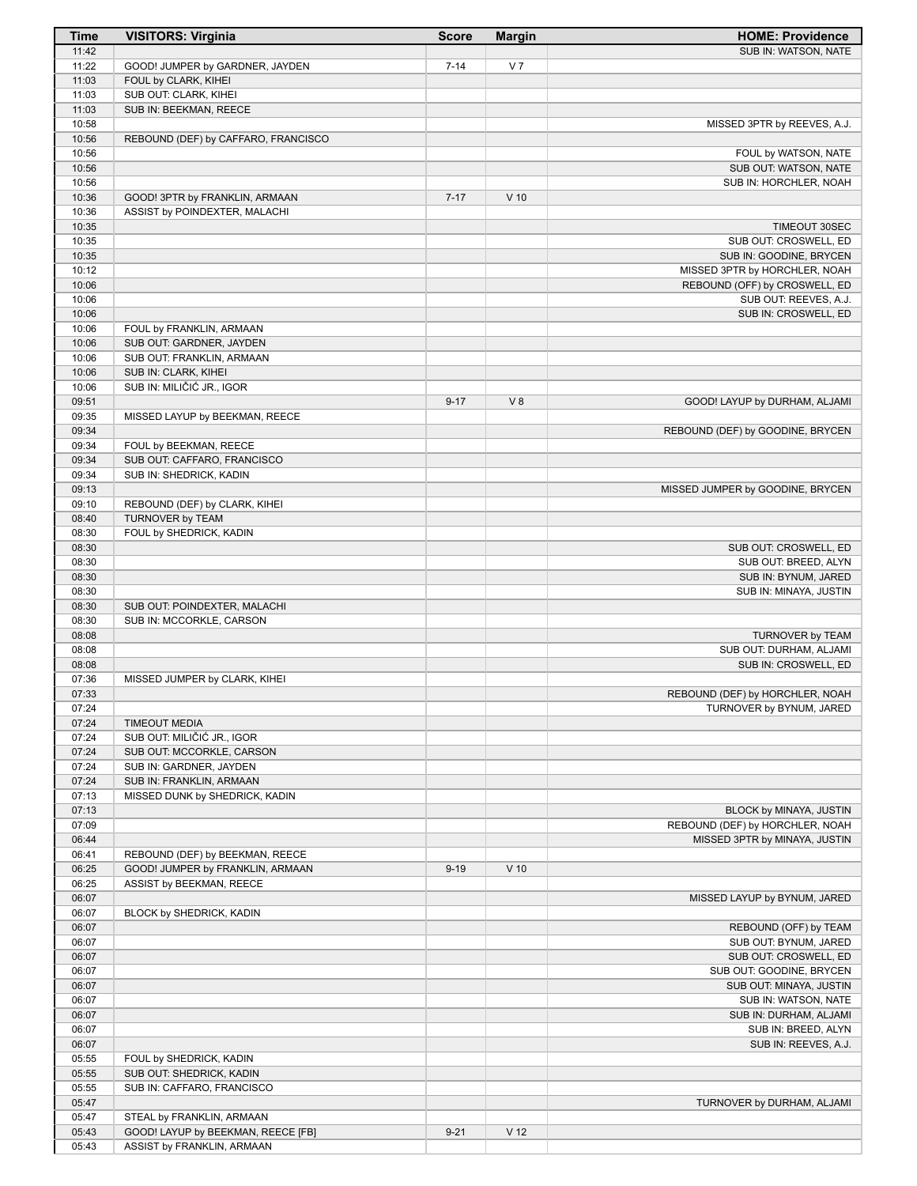| Time | VISITORS: Virginia | Score | Margin | HOME: Providence |
|---|---|---|---|---|
| 11:42 | | | | SUB IN: WATSON, NATE |
| 11:22 | GOOD! JUMPER by GARDNER, JAYDEN | 7-14 | V 7 | |
| 11:03 | FOUL by CLARK, KIHEI | | | |
| 11:03 | SUB OUT: CLARK, KIHEI | | | |
| 11:03 | SUB IN: BEEKMAN, REECE | | | |
| 10:58 | | | | MISSED 3PTR by REEVES, A.J. |
| 10:56 | REBOUND (DEF) by CAFFARO, FRANCISCO | | | |
| 10:56 | | | | FOUL by WATSON, NATE |
| 10:56 | | | | SUB OUT: WATSON, NATE |
| 10:56 | | | | SUB IN: HORCHLER, NOAH |
| 10:36 | GOOD! 3PTR by FRANKLIN, ARMAAN | 7-17 | V 10 | |
| 10:36 | ASSIST by POINDEXTER, MALACHI | | | |
| 10:35 | | | | TIMEOUT 30SEC |
| 10:35 | | | | SUB OUT: CROSWELL, ED |
| 10:35 | | | | SUB IN: GOODINE, BRYCEN |
| 10:12 | | | | MISSED 3PTR by HORCHLER, NOAH |
| 10:06 | | | | REBOUND (OFF) by CROSWELL, ED |
| 10:06 | | | | SUB OUT: REEVES, A.J. |
| 10:06 | | | | SUB IN: CROSWELL, ED |
| 10:06 | FOUL by FRANKLIN, ARMAAN | | | |
| 10:06 | SUB OUT: GARDNER, JAYDEN | | | |
| 10:06 | SUB OUT: FRANKLIN, ARMAAN | | | |
| 10:06 | SUB IN: CLARK, KIHEI | | | |
| 10:06 | SUB IN: MILIČIĆ JR., IGOR | | | |
| 09:51 | | 9-17 | V 8 | GOOD! LAYUP by DURHAM, ALJAMI |
| 09:35 | MISSED LAYUP by BEEKMAN, REECE | | | |
| 09:34 | | | | REBOUND (DEF) by GOODINE, BRYCEN |
| 09:34 | FOUL by BEEKMAN, REECE | | | |
| 09:34 | SUB OUT: CAFFARO, FRANCISCO | | | |
| 09:34 | SUB IN: SHEDRICK, KADIN | | | |
| 09:13 | | | | MISSED JUMPER by GOODINE, BRYCEN |
| 09:10 | REBOUND (DEF) by CLARK, KIHEI | | | |
| 08:40 | TURNOVER by TEAM | | | |
| 08:30 | FOUL by SHEDRICK, KADIN | | | |
| 08:30 | | | | SUB OUT: CROSWELL, ED |
| 08:30 | | | | SUB OUT: BREED, ALYN |
| 08:30 | | | | SUB IN: BYNUM, JARED |
| 08:30 | | | | SUB IN: MINAYA, JUSTIN |
| 08:30 | SUB OUT: POINDEXTER, MALACHI | | | |
| 08:30 | SUB IN: MCCORKLE, CARSON | | | |
| 08:08 | | | | TURNOVER by TEAM |
| 08:08 | | | | SUB OUT: DURHAM, ALJAMI |
| 08:08 | | | | SUB IN: CROSWELL, ED |
| 07:36 | MISSED JUMPER by CLARK, KIHEI | | | |
| 07:33 | | | | REBOUND (DEF) by HORCHLER, NOAH |
| 07:24 | | | | TURNOVER by BYNUM, JARED |
| 07:24 | TIMEOUT MEDIA | | | |
| 07:24 | SUB OUT: MILIČIĆ JR., IGOR | | | |
| 07:24 | SUB OUT: MCCORKLE, CARSON | | | |
| 07:24 | SUB IN: GARDNER, JAYDEN | | | |
| 07:24 | SUB IN: FRANKLIN, ARMAAN | | | |
| 07:13 | MISSED DUNK by SHEDRICK, KADIN | | | |
| 07:13 | | | | BLOCK by MINAYA, JUSTIN |
| 07:09 | | | | REBOUND (DEF) by HORCHLER, NOAH |
| 06:44 | | | | MISSED 3PTR by MINAYA, JUSTIN |
| 06:41 | REBOUND (DEF) by BEEKMAN, REECE | | | |
| 06:25 | GOOD! JUMPER by FRANKLIN, ARMAAN | 9-19 | V 10 | |
| 06:25 | ASSIST by BEEKMAN, REECE | | | |
| 06:07 | | | | MISSED LAYUP by BYNUM, JARED |
| 06:07 | BLOCK by SHEDRICK, KADIN | | | |
| 06:07 | | | | REBOUND (OFF) by TEAM |
| 06:07 | | | | SUB OUT: BYNUM, JARED |
| 06:07 | | | | SUB OUT: CROSWELL, ED |
| 06:07 | | | | SUB OUT: GOODINE, BRYCEN |
| 06:07 | | | | SUB OUT: MINAYA, JUSTIN |
| 06:07 | | | | SUB IN: WATSON, NATE |
| 06:07 | | | | SUB IN: DURHAM, ALJAMI |
| 06:07 | | | | SUB IN: BREED, ALYN |
| 06:07 | | | | SUB IN: REEVES, A.J. |
| 05:55 | FOUL by SHEDRICK, KADIN | | | |
| 05:55 | SUB OUT: SHEDRICK, KADIN | | | |
| 05:55 | SUB IN: CAFFARO, FRANCISCO | | | |
| 05:47 | | | | TURNOVER by DURHAM, ALJAMI |
| 05:47 | STEAL by FRANKLIN, ARMAAN | | | |
| 05:43 | GOOD! LAYUP by BEEKMAN, REECE [FB] | 9-21 | V 12 | |
| 05:43 | ASSIST by FRANKLIN, ARMAAN | | | |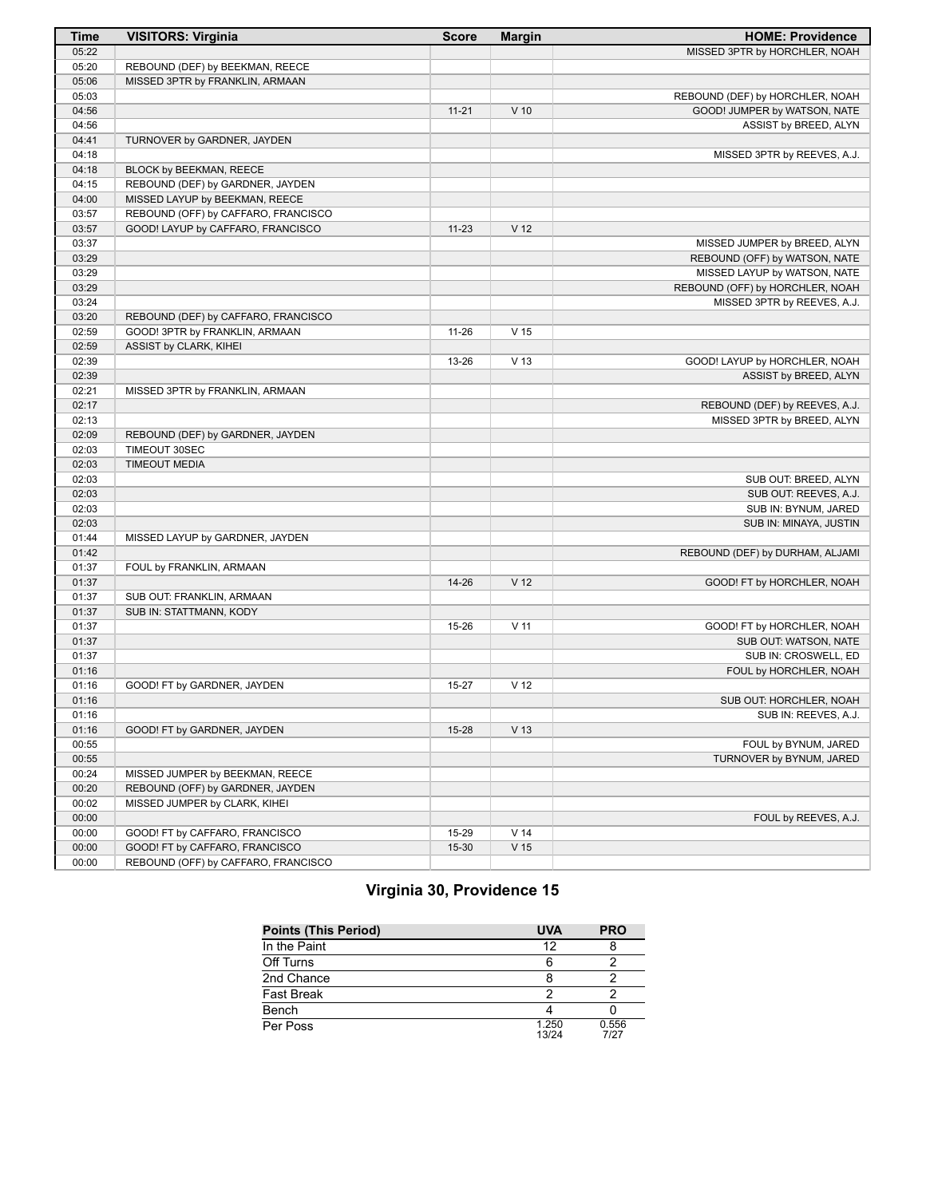| Time | VISITORS: Virginia | Score | Margin | HOME: Providence |
|---|---|---|---|---|
| 05:22 | | | | MISSED 3PTR by HORCHLER, NOAH |
| 05:20 | REBOUND (DEF) by BEEKMAN, REECE | | | |
| 05:06 | MISSED 3PTR by FRANKLIN, ARMAAN | | | |
| 05:03 | | | | REBOUND (DEF) by HORCHLER, NOAH |
| 04:56 | | 11-21 | V 10 | GOOD! JUMPER by WATSON, NATE |
| 04:56 | | | | ASSIST by BREED, ALYN |
| 04:41 | TURNOVER by GARDNER, JAYDEN | | | |
| 04:18 | | | | MISSED 3PTR by REEVES, A.J. |
| 04:18 | BLOCK by BEEKMAN, REECE | | | |
| 04:15 | REBOUND (DEF) by GARDNER, JAYDEN | | | |
| 04:00 | MISSED LAYUP by BEEKMAN, REECE | | | |
| 03:57 | REBOUND (OFF) by CAFFARO, FRANCISCO | | | |
| 03:57 | GOOD! LAYUP by CAFFARO, FRANCISCO | 11-23 | V 12 | |
| 03:37 | | | | MISSED JUMPER by BREED, ALYN |
| 03:29 | | | | REBOUND (OFF) by WATSON, NATE |
| 03:29 | | | | MISSED LAYUP by WATSON, NATE |
| 03:29 | | | | REBOUND (OFF) by HORCHLER, NOAH |
| 03:24 | | | | MISSED 3PTR by REEVES, A.J. |
| 03:20 | REBOUND (DEF) by CAFFARO, FRANCISCO | | | |
| 02:59 | GOOD! 3PTR by FRANKLIN, ARMAAN | 11-26 | V 15 | |
| 02:59 | ASSIST by CLARK, KIHEI | | | |
| 02:39 | | 13-26 | V 13 | GOOD! LAYUP by HORCHLER, NOAH |
| 02:39 | | | | ASSIST by BREED, ALYN |
| 02:21 | MISSED 3PTR by FRANKLIN, ARMAAN | | | |
| 02:17 | | | | REBOUND (DEF) by REEVES, A.J. |
| 02:13 | | | | MISSED 3PTR by BREED, ALYN |
| 02:09 | REBOUND (DEF) by GARDNER, JAYDEN | | | |
| 02:03 | TIMEOUT 30SEC | | | |
| 02:03 | TIMEOUT MEDIA | | | |
| 02:03 | | | | SUB OUT: BREED, ALYN |
| 02:03 | | | | SUB OUT: REEVES, A.J. |
| 02:03 | | | | SUB IN: BYNUM, JARED |
| 02:03 | | | | SUB IN: MINAYA, JUSTIN |
| 01:44 | MISSED LAYUP by GARDNER, JAYDEN | | | |
| 01:42 | | | | REBOUND (DEF) by DURHAM, ALJAMI |
| 01:37 | FOUL by FRANKLIN, ARMAAN | | | |
| 01:37 | | 14-26 | V 12 | GOOD! FT by HORCHLER, NOAH |
| 01:37 | SUB OUT: FRANKLIN, ARMAAN | | | |
| 01:37 | SUB IN: STATTMANN, KODY | | | |
| 01:37 | | 15-26 | V 11 | GOOD! FT by HORCHLER, NOAH |
| 01:37 | | | | SUB OUT: WATSON, NATE |
| 01:37 | | | | SUB IN: CROSWELL, ED |
| 01:16 | | | | FOUL by HORCHLER, NOAH |
| 01:16 | GOOD! FT by GARDNER, JAYDEN | 15-27 | V 12 | |
| 01:16 | | | | SUB OUT: HORCHLER, NOAH |
| 01:16 | | | | SUB IN: REEVES, A.J. |
| 01:16 | GOOD! FT by GARDNER, JAYDEN | 15-28 | V 13 | |
| 00:55 | | | | FOUL by BYNUM, JARED |
| 00:55 | | | | TURNOVER by BYNUM, JARED |
| 00:24 | MISSED JUMPER by BEEKMAN, REECE | | | |
| 00:20 | REBOUND (OFF) by GARDNER, JAYDEN | | | |
| 00:02 | MISSED JUMPER by CLARK, KIHEI | | | |
| 00:00 | | | | FOUL by REEVES, A.J. |
| 00:00 | GOOD! FT by CAFFARO, FRANCISCO | 15-29 | V 14 | |
| 00:00 | GOOD! FT by CAFFARO, FRANCISCO | 15-30 | V 15 | |
| 00:00 | REBOUND (OFF) by CAFFARO, FRANCISCO | | | |

## Virginia 30, Providence 15

| Points (This Period) | UVA | PRO |
|---|---|---|
| In the Paint | 12 | 8 |
| Off Turns | 6 | 2 |
| 2nd Chance | 8 | 2 |
| Fast Break | 2 | 2 |
| Bench | 4 | 0 |
| Per Poss | 1.250 13/24 | 0.556 7/27 |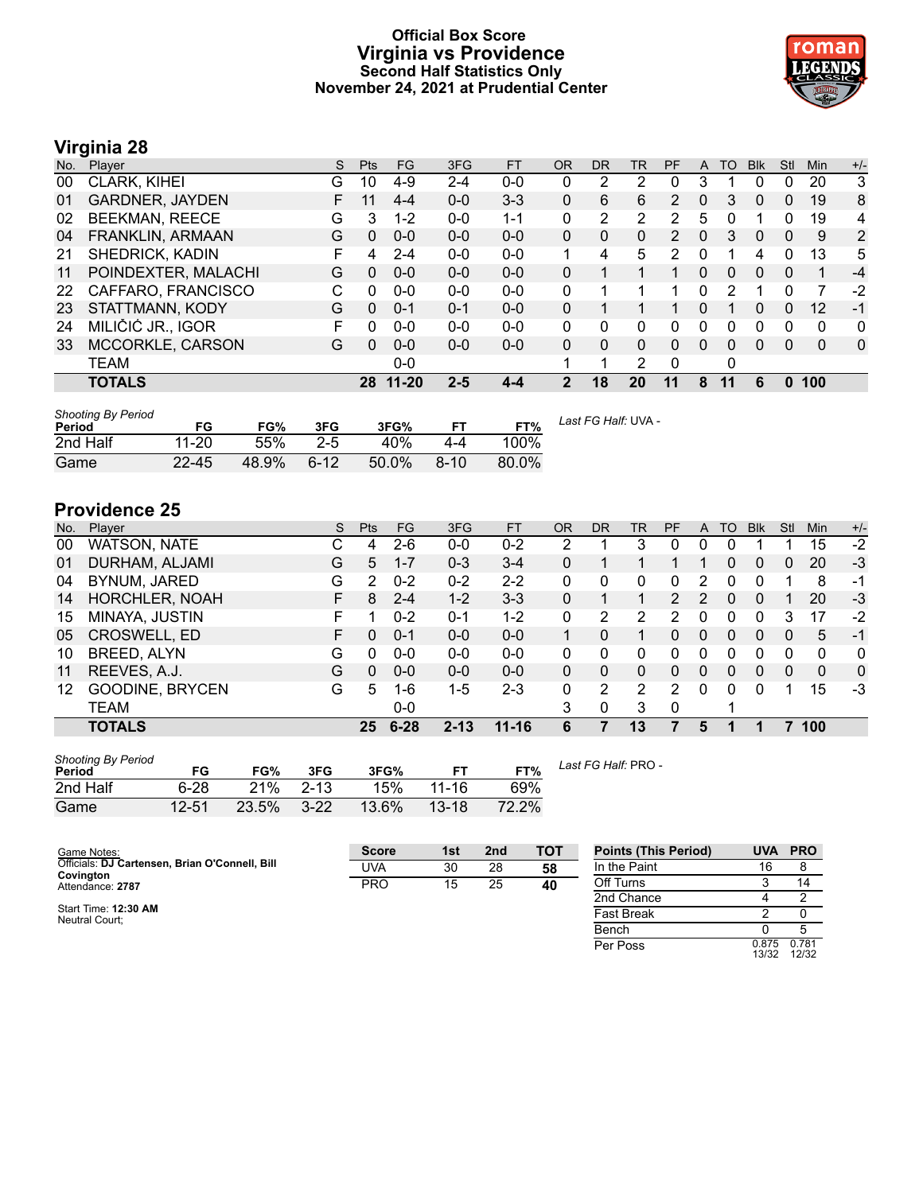# Official Box Score
## Virginia vs Providence
### Second Half Statistics Only
### November 24, 2021 at Prudential Center

## Virginia 28

| No. | Player | S | Pts | FG | 3FG | FT | OR | DR | TR | PF | A | TO | Blk | Stl | Min | +/- |
|---|---|---|---|---|---|---|---|---|---|---|---|---|---|---|---|---|
| 00 | CLARK, KIHEI | G | 10 | 4-9 | 2-4 | 0-0 | 0 | 2 | 2 | 0 | 3 | 1 | 0 | 0 | 20 | 3 |
| 01 | GARDNER, JAYDEN | F | 11 | 4-4 | 0-0 | 3-3 | 0 | 6 | 6 | 2 | 0 | 3 | 0 | 0 | 19 | 8 |
| 02 | BEEKMAN, REECE | G | 3 | 1-2 | 0-0 | 1-1 | 0 | 2 | 2 | 2 | 5 | 0 | 1 | 0 | 19 | 4 |
| 04 | FRANKLIN, ARMAAN | G | 0 | 0-0 | 0-0 | 0-0 | 0 | 0 | 0 | 2 | 0 | 3 | 0 | 0 | 9 | 2 |
| 21 | SHEDRICK, KADIN | F | 4 | 2-4 | 0-0 | 0-0 | 1 | 4 | 5 | 2 | 0 | 1 | 4 | 0 | 13 | 5 |
| 11 | POINDEXTER, MALACHI | G | 0 | 0-0 | 0-0 | 0-0 | 0 | 1 | 1 | 1 | 0 | 0 | 0 | 0 | 1 | -4 |
| 22 | CAFFARO, FRANCISCO | C | 0 | 0-0 | 0-0 | 0-0 | 0 | 1 | 1 | 1 | 0 | 2 | 1 | 0 | 7 | -2 |
| 23 | STATTMANN, KODY | G | 0 | 0-1 | 0-1 | 0-0 | 0 | 1 | 1 | 1 | 0 | 1 | 0 | 0 | 12 | -1 |
| 24 | MILIČIĆ JR., IGOR | F | 0 | 0-0 | 0-0 | 0-0 | 0 | 0 | 0 | 0 | 0 | 0 | 0 | 0 | 0 | 0 |
| 33 | MCCORKLE, CARSON | G | 0 | 0-0 | 0-0 | 0-0 | 0 | 0 | 0 | 0 | 0 | 0 | 0 | 0 | 0 | 0 |
| | TEAM | | | 0-0 | | | 1 | 1 | 2 | 0 | | 0 | | | | |
| | **TOTALS** | | **28** | **11-20** | **2-5** | **4-4** | **2** | **18** | **20** | **11** | **8** | **11** | **6** | **0** | **100** | |

*Shooting By Period*

| Period | FG | FG% | 3FG | 3FG% | FT | FT% |
|---|---|---|---|---|---|---|
| 2nd Half | 11-20 | 55% | 2-5 | 40% | 4-4 | 100% |
| Game | 22-45 | 48.9% | 6-12 | 50.0% | 8-10 | 80.0% |

*Last FG Half:* UVA -

## Providence 25

| No. | Player | S | Pts | FG | 3FG | FT | OR | DR | TR | PF | A | TO | Blk | Stl | Min | +/- |
|---|---|---|---|---|---|---|---|---|---|---|---|---|---|---|---|---|
| 00 | WATSON, NATE | C | 4 | 2-6 | 0-0 | 0-2 | 2 | 1 | 3 | 0 | 0 | 0 | 1 | 1 | 15 | -2 |
| 01 | DURHAM, ALJAMI | G | 5 | 1-7 | 0-3 | 3-4 | 0 | 1 | 1 | 1 | 1 | 0 | 0 | 0 | 20 | -3 |
| 04 | BYNUM, JARED | G | 2 | 0-2 | 0-2 | 2-2 | 0 | 0 | 0 | 0 | 2 | 0 | 0 | 1 | 8 | -1 |
| 14 | HORCHLER, NOAH | F | 8 | 2-4 | 1-2 | 3-3 | 0 | 1 | 1 | 2 | 2 | 0 | 0 | 1 | 20 | -3 |
| 15 | MINAYA, JUSTIN | F | 1 | 0-2 | 0-1 | 1-2 | 0 | 2 | 2 | 2 | 0 | 0 | 0 | 3 | 17 | -2 |
| 05 | CROSWELL, ED | F | 0 | 0-1 | 0-0 | 0-0 | 1 | 0 | 1 | 0 | 0 | 0 | 0 | 0 | 5 | -1 |
| 10 | BREED, ALYN | G | 0 | 0-0 | 0-0 | 0-0 | 0 | 0 | 0 | 0 | 0 | 0 | 0 | 0 | 0 | 0 |
| 11 | REEVES, A.J. | G | 0 | 0-0 | 0-0 | 0-0 | 0 | 0 | 0 | 0 | 0 | 0 | 0 | 0 | 0 | 0 |
| 12 | GOODINE, BRYCEN | G | 5 | 1-6 | 1-5 | 2-3 | 0 | 2 | 2 | 2 | 0 | 0 | 0 | 1 | 15 | -3 |
| | TEAM | | | 0-0 | | | 3 | 0 | 3 | 0 | | 1 | | | | |
| | **TOTALS** | | **25** | **6-28** | **2-13** | **11-16** | **6** | **7** | **13** | **7** | **5** | **1** | **1** | **7** | **100** | |

*Shooting By Period*

| Period | FG | FG% | 3FG | 3FG% | FT | FT% |
|---|---|---|---|---|---|---|
| 2nd Half | 6-28 | 21% | 2-13 | 15% | 11-16 | 69% |
| Game | 12-51 | 23.5% | 3-22 | 13.6% | 13-18 | 72.2% |

*Last FG Half:* PRO -

Game Notes:
Officials: **DJ Cartensen, Brian O'Connell, Bill Covington**
Attendance: **2787**

Start Time: **12:30 AM**
Neutral Court;

| Score | 1st | 2nd | TOT |
|---|---|---|---|
| UVA | 30 | 28 | **58** |
| PRO | 15 | 25 | **40** |

| Points (This Period) | UVA | PRO |
|---|---|---|
| In the Paint | 16 | 8 |
| Off Turns | 3 | 14 |
| 2nd Chance | 4 | 2 |
| Fast Break | 2 | 0 |
| Bench | 0 | 5 |
| Per Poss | 0.875 13/32 | 0.781 12/32 |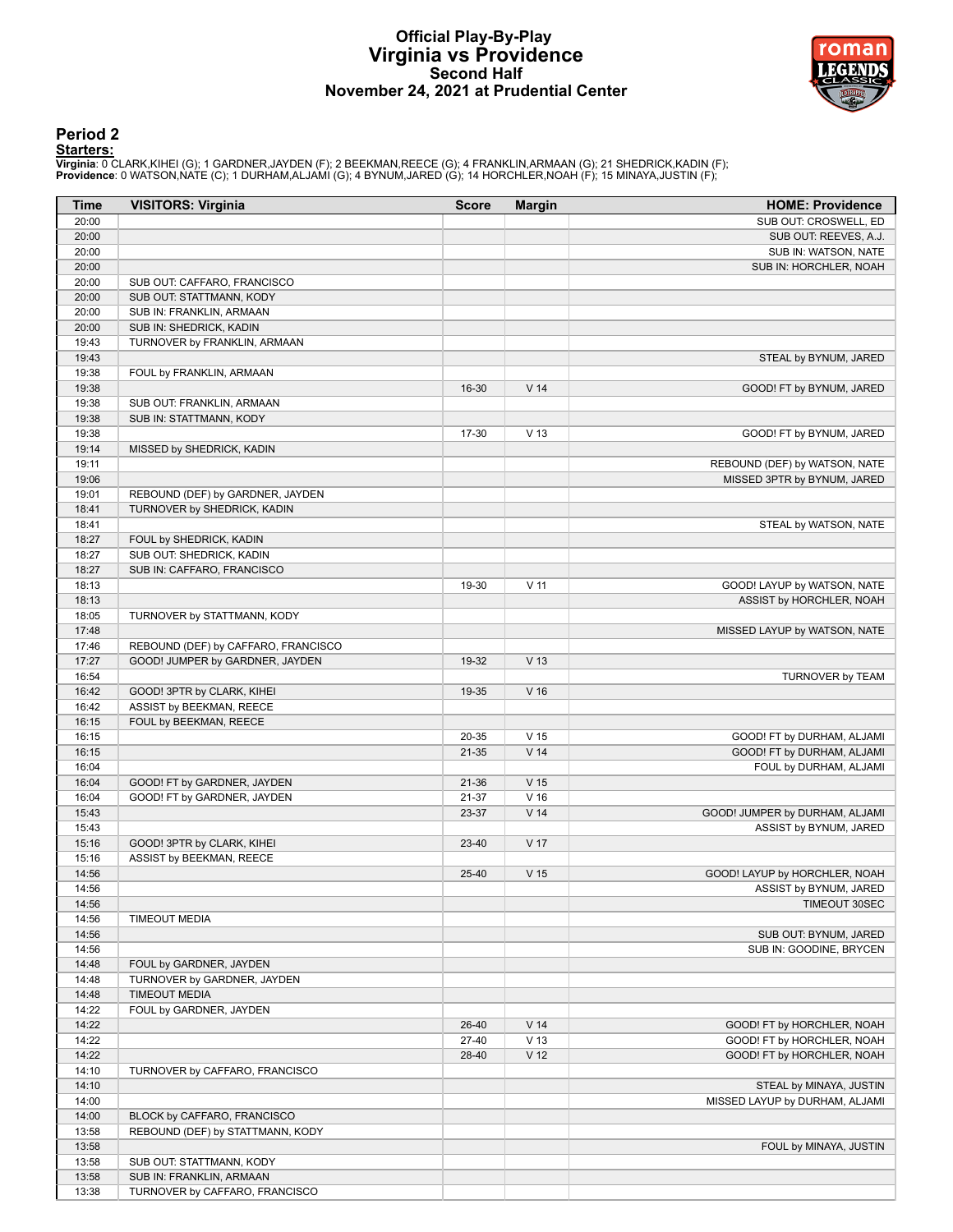# Official Play-By-Play
# Virginia vs Providence
## Second Half
## November 24, 2021 at Prudential Center

### Period 2

**Starters:**

**Virginia**: 0 CLARK,KIHEI (G); 1 GARDNER,JAYDEN (F); 2 BEEKMAN,REECE (G); 4 FRANKLIN,ARMAAN (G); 21 SHEDRICK,KADIN (F);
**Providence**: 0 WATSON,NATE (C); 1 DURHAM,ALJAMI (G); 4 BYNUM,JARED (G); 14 HORCHLER,NOAH (F); 15 MINAYA,JUSTIN (F);

| Time | VISITORS: Virginia | Score | Margin | HOME: Providence |
|---|---|---|---|---|
| 20:00 | | | | SUB OUT: CROSWELL, ED |
| 20:00 | | | | SUB OUT: REEVES, A.J. |
| 20:00 | | | | SUB IN: WATSON, NATE |
| 20:00 | | | | SUB IN: HORCHLER, NOAH |
| 20:00 | SUB OUT: CAFFARO, FRANCISCO | | | |
| 20:00 | SUB OUT: STATTMANN, KODY | | | |
| 20:00 | SUB IN: FRANKLIN, ARMAAN | | | |
| 20:00 | SUB IN: SHEDRICK, KADIN | | | |
| 19:43 | TURNOVER by FRANKLIN, ARMAAN | | | |
| 19:43 | | | | STEAL by BYNUM, JARED |
| 19:38 | FOUL by FRANKLIN, ARMAAN | | | |
| 19:38 | | 16-30 | V 14 | GOOD! FT by BYNUM, JARED |
| 19:38 | SUB OUT: FRANKLIN, ARMAAN | | | |
| 19:38 | SUB IN: STATTMANN, KODY | | | |
| 19:38 | | 17-30 | V 13 | GOOD! FT by BYNUM, JARED |
| 19:14 | MISSED by SHEDRICK, KADIN | | | |
| 19:11 | | | | REBOUND (DEF) by WATSON, NATE |
| 19:06 | | | | MISSED 3PTR by BYNUM, JARED |
| 19:01 | REBOUND (DEF) by GARDNER, JAYDEN | | | |
| 18:41 | TURNOVER by SHEDRICK, KADIN | | | |
| 18:41 | | | | STEAL by WATSON, NATE |
| 18:27 | FOUL by SHEDRICK, KADIN | | | |
| 18:27 | SUB OUT: SHEDRICK, KADIN | | | |
| 18:27 | SUB IN: CAFFARO, FRANCISCO | | | |
| 18:13 | | 19-30 | V 11 | GOOD! LAYUP by WATSON, NATE |
| 18:13 | | | | ASSIST by HORCHLER, NOAH |
| 18:05 | TURNOVER by STATTMANN, KODY | | | |
| 17:48 | | | | MISSED LAYUP by WATSON, NATE |
| 17:46 | REBOUND (DEF) by CAFFARO, FRANCISCO | | | |
| 17:27 | GOOD! JUMPER by GARDNER, JAYDEN | 19-32 | V 13 | |
| 16:54 | | | | TURNOVER by TEAM |
| 16:42 | GOOD! 3PTR by CLARK, KIHEI | 19-35 | V 16 | |
| 16:42 | ASSIST by BEEKMAN, REECE | | | |
| 16:15 | FOUL by BEEKMAN, REECE | | | |
| 16:15 | | 20-35 | V 15 | GOOD! FT by DURHAM, ALJAMI |
| 16:15 | | 21-35 | V 14 | GOOD! FT by DURHAM, ALJAMI |
| 16:04 | | | | FOUL by DURHAM, ALJAMI |
| 16:04 | GOOD! FT by GARDNER, JAYDEN | 21-36 | V 15 | |
| 16:04 | GOOD! FT by GARDNER, JAYDEN | 21-37 | V 16 | |
| 15:43 | | 23-37 | V 14 | GOOD! JUMPER by DURHAM, ALJAMI |
| 15:43 | | | | ASSIST by BYNUM, JARED |
| 15:16 | GOOD! 3PTR by CLARK, KIHEI | 23-40 | V 17 | |
| 15:16 | ASSIST by BEEKMAN, REECE | | | |
| 14:56 | | 25-40 | V 15 | GOOD! LAYUP by HORCHLER, NOAH |
| 14:56 | | | | ASSIST by BYNUM, JARED |
| 14:56 | | | | TIMEOUT 30SEC |
| 14:56 | TIMEOUT MEDIA | | | |
| 14:56 | | | | SUB OUT: BYNUM, JARED |
| 14:56 | | | | SUB IN: GOODINE, BRYCEN |
| 14:48 | FOUL by GARDNER, JAYDEN | | | |
| 14:48 | TURNOVER by GARDNER, JAYDEN | | | |
| 14:48 | TIMEOUT MEDIA | | | |
| 14:22 | FOUL by GARDNER, JAYDEN | | | |
| 14:22 | | 26-40 | V 14 | GOOD! FT by HORCHLER, NOAH |
| 14:22 | | 27-40 | V 13 | GOOD! FT by HORCHLER, NOAH |
| 14:22 | | 28-40 | V 12 | GOOD! FT by HORCHLER, NOAH |
| 14:10 | TURNOVER by CAFFARO, FRANCISCO | | | |
| 14:10 | | | | STEAL by MINAYA, JUSTIN |
| 14:00 | | | | MISSED LAYUP by DURHAM, ALJAMI |
| 14:00 | BLOCK by CAFFARO, FRANCISCO | | | |
| 13:58 | REBOUND (DEF) by STATTMANN, KODY | | | |
| 13:58 | | | | FOUL by MINAYA, JUSTIN |
| 13:58 | SUB OUT: STATTMANN, KODY | | | |
| 13:58 | SUB IN: FRANKLIN, ARMAAN | | | |
| 13:38 | TURNOVER by CAFFARO, FRANCISCO | | | |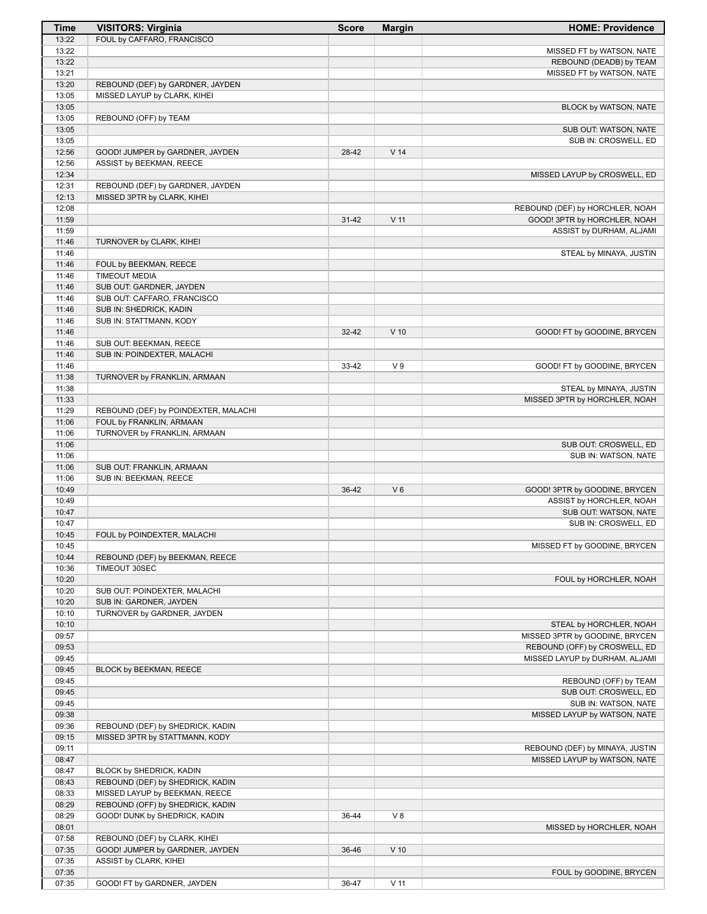| Time | VISITORS: Virginia | Score | Margin | HOME: Providence |
| --- | --- | --- | --- | --- |
| 13:22 | FOUL by CAFFARO, FRANCISCO | | | |
| 13:22 | | | | MISSED FT by WATSON, NATE |
| 13:22 | | | | REBOUND (DEADB) by TEAM |
| 13:21 | | | | MISSED FT by WATSON, NATE |
| 13:20 | REBOUND (DEF) by GARDNER, JAYDEN | | | |
| 13:05 | MISSED LAYUP by CLARK, KIHEI | | | |
| 13:05 | | | | BLOCK by WATSON, NATE |
| 13:05 | REBOUND (OFF) by TEAM | | | |
| 13:05 | | | | SUB OUT: WATSON, NATE |
| 13:05 | | | | SUB IN: CROSWELL, ED |
| 12:56 | GOOD! JUMPER by GARDNER, JAYDEN | 28-42 | V 14 | |
| 12:56 | ASSIST by BEEKMAN, REECE | | | |
| 12:34 | | | | MISSED LAYUP by CROSWELL, ED |
| 12:31 | REBOUND (DEF) by GARDNER, JAYDEN | | | |
| 12:13 | MISSED 3PTR by CLARK, KIHEI | | | |
| 12:08 | | | | REBOUND (DEF) by HORCHLER, NOAH |
| 11:59 | | 31-42 | V 11 | GOOD! 3PTR by HORCHLER, NOAH |
| 11:59 | | | | ASSIST by DURHAM, ALJAMI |
| 11:46 | TURNOVER by CLARK, KIHEI | | | |
| 11:46 | | | | STEAL by MINAYA, JUSTIN |
| 11:46 | FOUL by BEEKMAN, REECE | | | |
| 11:46 | TIMEOUT MEDIA | | | |
| 11:46 | SUB OUT: GARDNER, JAYDEN | | | |
| 11:46 | SUB OUT: CAFFARO, FRANCISCO | | | |
| 11:46 | SUB IN: SHEDRICK, KADIN | | | |
| 11:46 | SUB IN: STATTMANN, KODY | | | |
| 11:46 | | 32-42 | V 10 | GOOD! FT by GOODINE, BRYCEN |
| 11:46 | SUB OUT: BEEKMAN, REECE | | | |
| 11:46 | SUB IN: POINDEXTER, MALACHI | | | |
| 11:46 | | 33-42 | V 9 | GOOD! FT by GOODINE, BRYCEN |
| 11:38 | TURNOVER by FRANKLIN, ARMAAN | | | |
| 11:38 | | | | STEAL by MINAYA, JUSTIN |
| 11:33 | | | | MISSED 3PTR by HORCHLER, NOAH |
| 11:29 | REBOUND (DEF) by POINDEXTER, MALACHI | | | |
| 11:06 | FOUL by FRANKLIN, ARMAAN | | | |
| 11:06 | TURNOVER by FRANKLIN, ARMAAN | | | |
| 11:06 | | | | SUB OUT: CROSWELL, ED |
| 11:06 | | | | SUB IN: WATSON, NATE |
| 11:06 | SUB OUT: FRANKLIN, ARMAAN | | | |
| 11:06 | SUB IN: BEEKMAN, REECE | | | |
| 10:49 | | 36-42 | V 6 | GOOD! 3PTR by GOODINE, BRYCEN |
| 10:49 | | | | ASSIST by HORCHLER, NOAH |
| 10:47 | | | | SUB OUT: WATSON, NATE |
| 10:47 | | | | SUB IN: CROSWELL, ED |
| 10:45 | FOUL by POINDEXTER, MALACHI | | | |
| 10:45 | | | | MISSED FT by GOODINE, BRYCEN |
| 10:44 | REBOUND (DEF) by BEEKMAN, REECE | | | |
| 10:36 | TIMEOUT 30SEC | | | |
| 10:20 | | | | FOUL by HORCHLER, NOAH |
| 10:20 | SUB OUT: POINDEXTER, MALACHI | | | |
| 10:20 | SUB IN: GARDNER, JAYDEN | | | |
| 10:10 | TURNOVER by GARDNER, JAYDEN | | | |
| 10:10 | | | | STEAL by HORCHLER, NOAH |
| 09:57 | | | | MISSED 3PTR by GOODINE, BRYCEN |
| 09:53 | | | | REBOUND (OFF) by CROSWELL, ED |
| 09:45 | | | | MISSED LAYUP by DURHAM, ALJAMI |
| 09:45 | BLOCK by BEEKMAN, REECE | | | |
| 09:45 | | | | REBOUND (OFF) by TEAM |
| 09:45 | | | | SUB OUT: CROSWELL, ED |
| 09:45 | | | | SUB IN: WATSON, NATE |
| 09:38 | | | | MISSED LAYUP by WATSON, NATE |
| 09:36 | REBOUND (DEF) by SHEDRICK, KADIN | | | |
| 09:15 | MISSED 3PTR by STATTMANN, KODY | | | |
| 09:11 | | | | REBOUND (DEF) by MINAYA, JUSTIN |
| 08:47 | | | | MISSED LAYUP by WATSON, NATE |
| 08:47 | BLOCK by SHEDRICK, KADIN | | | |
| 08:43 | REBOUND (DEF) by SHEDRICK, KADIN | | | |
| 08:33 | MISSED LAYUP by BEEKMAN, REECE | | | |
| 08:29 | REBOUND (OFF) by SHEDRICK, KADIN | | | |
| 08:29 | GOOD! DUNK by SHEDRICK, KADIN | 36-44 | V 8 | |
| 08:01 | | | | MISSED by HORCHLER, NOAH |
| 07:58 | REBOUND (DEF) by CLARK, KIHEI | | | |
| 07:35 | GOOD! JUMPER by GARDNER, JAYDEN | 36-46 | V 10 | |
| 07:35 | ASSIST by CLARK, KIHEI | | | |
| 07:35 | | | | FOUL by GOODINE, BRYCEN |
| 07:35 | GOOD! FT by GARDNER, JAYDEN | 36-47 | V 11 | |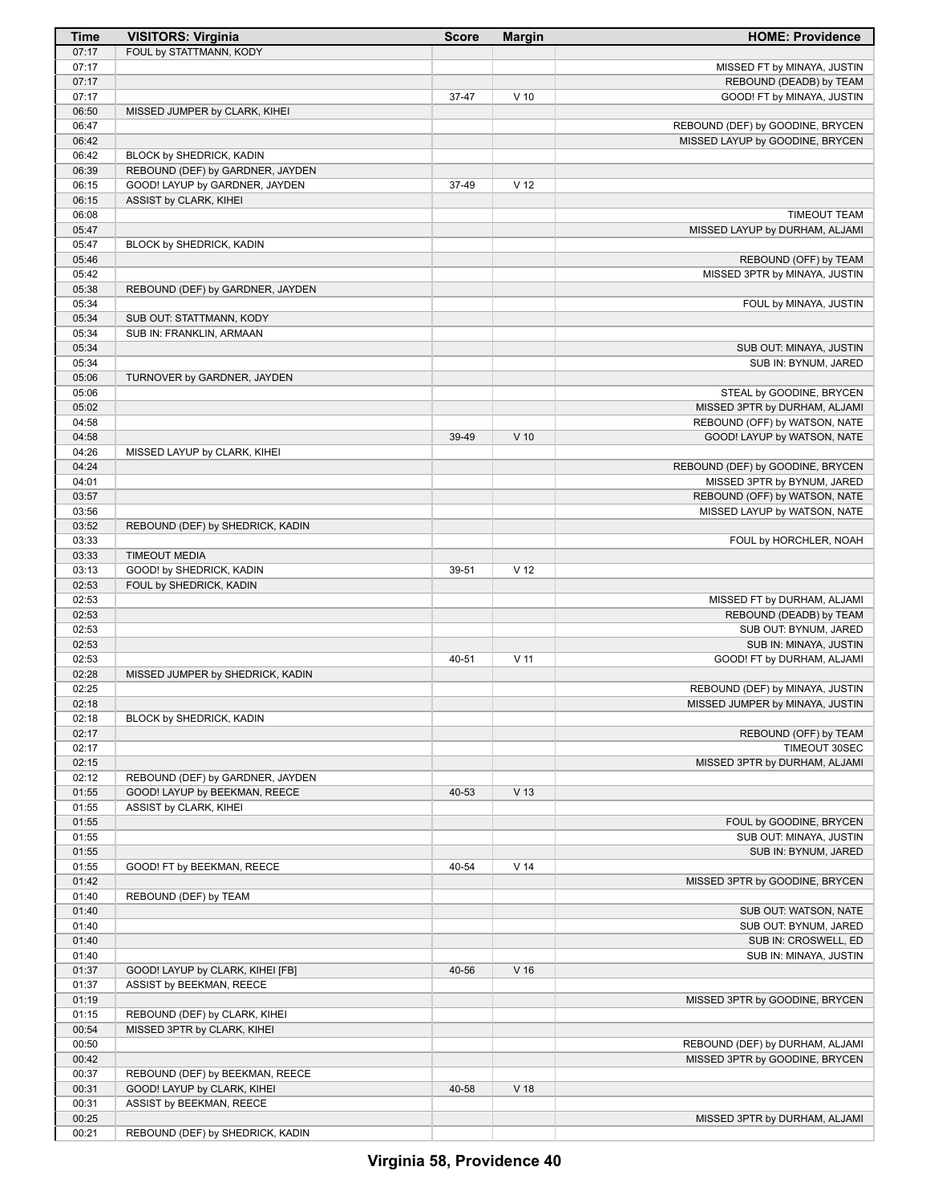| Time | VISITORS: Virginia | Score | Margin | HOME: Providence |
|---|---|---|---|---|
| 07:17 | FOUL by STATTMANN, KODY | | | |
| 07:17 | | | | MISSED FT by MINAYA, JUSTIN |
| 07:17 | | | | REBOUND (DEADB) by TEAM |
| 07:17 | | 37-47 | V 10 | GOOD! FT by MINAYA, JUSTIN |
| 06:50 | MISSED JUMPER by CLARK, KIHEI | | | |
| 06:47 | | | | REBOUND (DEF) by GOODINE, BRYCEN |
| 06:42 | | | | MISSED LAYUP by GOODINE, BRYCEN |
| 06:42 | BLOCK by SHEDRICK, KADIN | | | |
| 06:39 | REBOUND (DEF) by GARDNER, JAYDEN | | | |
| 06:15 | GOOD! LAYUP by GARDNER, JAYDEN | 37-49 | V 12 | |
| 06:15 | ASSIST by CLARK, KIHEI | | | |
| 06:08 | | | | TIMEOUT TEAM |
| 05:47 | | | | MISSED LAYUP by DURHAM, ALJAMI |
| 05:47 | BLOCK by SHEDRICK, KADIN | | | |
| 05:46 | | | | REBOUND (OFF) by TEAM |
| 05:42 | | | | MISSED 3PTR by MINAYA, JUSTIN |
| 05:38 | REBOUND (DEF) by GARDNER, JAYDEN | | | |
| 05:34 | | | | FOUL by MINAYA, JUSTIN |
| 05:34 | SUB OUT: STATTMANN, KODY | | | |
| 05:34 | SUB IN: FRANKLIN, ARMAAN | | | |
| 05:34 | | | | SUB OUT: MINAYA, JUSTIN |
| 05:34 | | | | SUB IN: BYNUM, JARED |
| 05:06 | TURNOVER by GARDNER, JAYDEN | | | |
| 05:06 | | | | STEAL by GOODINE, BRYCEN |
| 05:02 | | | | MISSED 3PTR by DURHAM, ALJAMI |
| 04:58 | | | | REBOUND (OFF) by WATSON, NATE |
| 04:58 | | 39-49 | V 10 | GOOD! LAYUP by WATSON, NATE |
| 04:26 | MISSED LAYUP by CLARK, KIHEI | | | |
| 04:24 | | | | REBOUND (DEF) by GOODINE, BRYCEN |
| 04:01 | | | | MISSED 3PTR by BYNUM, JARED |
| 03:57 | | | | REBOUND (OFF) by WATSON, NATE |
| 03:56 | | | | MISSED LAYUP by WATSON, NATE |
| 03:52 | REBOUND (DEF) by SHEDRICK, KADIN | | | |
| 03:33 | | | | FOUL by HORCHLER, NOAH |
| 03:33 | TIMEOUT MEDIA | | | |
| 03:13 | GOOD! by SHEDRICK, KADIN | 39-51 | V 12 | |
| 02:53 | FOUL by SHEDRICK, KADIN | | | |
| 02:53 | | | | MISSED FT by DURHAM, ALJAMI |
| 02:53 | | | | REBOUND (DEADB) by TEAM |
| 02:53 | | | | SUB OUT: BYNUM, JARED |
| 02:53 | | | | SUB IN: MINAYA, JUSTIN |
| 02:53 | | 40-51 | V 11 | GOOD! FT by DURHAM, ALJAMI |
| 02:28 | MISSED JUMPER by SHEDRICK, KADIN | | | |
| 02:25 | | | | REBOUND (DEF) by MINAYA, JUSTIN |
| 02:18 | | | | MISSED JUMPER by MINAYA, JUSTIN |
| 02:18 | BLOCK by SHEDRICK, KADIN | | | |
| 02:17 | | | | REBOUND (OFF) by TEAM |
| 02:17 | | | | TIMEOUT 30SEC |
| 02:15 | | | | MISSED 3PTR by DURHAM, ALJAMI |
| 02:12 | REBOUND (DEF) by GARDNER, JAYDEN | | | |
| 01:55 | GOOD! LAYUP by BEEKMAN, REECE | 40-53 | V 13 | |
| 01:55 | ASSIST by CLARK, KIHEI | | | |
| 01:55 | | | | FOUL by GOODINE, BRYCEN |
| 01:55 | | | | SUB OUT: MINAYA, JUSTIN |
| 01:55 | | | | SUB IN: BYNUM, JARED |
| 01:55 | GOOD! FT by BEEKMAN, REECE | 40-54 | V 14 | |
| 01:42 | | | | MISSED 3PTR by GOODINE, BRYCEN |
| 01:40 | REBOUND (DEF) by TEAM | | | |
| 01:40 | | | | SUB OUT: WATSON, NATE |
| 01:40 | | | | SUB OUT: BYNUM, JARED |
| 01:40 | | | | SUB IN: CROSWELL, ED |
| 01:40 | | | | SUB IN: MINAYA, JUSTIN |
| 01:37 | GOOD! LAYUP by CLARK, KIHEI [FB] | 40-56 | V 16 | |
| 01:37 | ASSIST by BEEKMAN, REECE | | | |
| 01:19 | | | | MISSED 3PTR by GOODINE, BRYCEN |
| 01:15 | REBOUND (DEF) by CLARK, KIHEI | | | |
| 00:54 | MISSED 3PTR by CLARK, KIHEI | | | |
| 00:50 | | | | REBOUND (DEF) by DURHAM, ALJAMI |
| 00:42 | | | | MISSED 3PTR by GOODINE, BRYCEN |
| 00:37 | REBOUND (DEF) by BEEKMAN, REECE | | | |
| 00:31 | GOOD! LAYUP by CLARK, KIHEI | 40-58 | V 18 | |
| 00:31 | ASSIST by BEEKMAN, REECE | | | |
| 00:25 | | | | MISSED 3PTR by DURHAM, ALJAMI |
| 00:21 | REBOUND (DEF) by SHEDRICK, KADIN | | | |

**Virginia 58, Providence 40**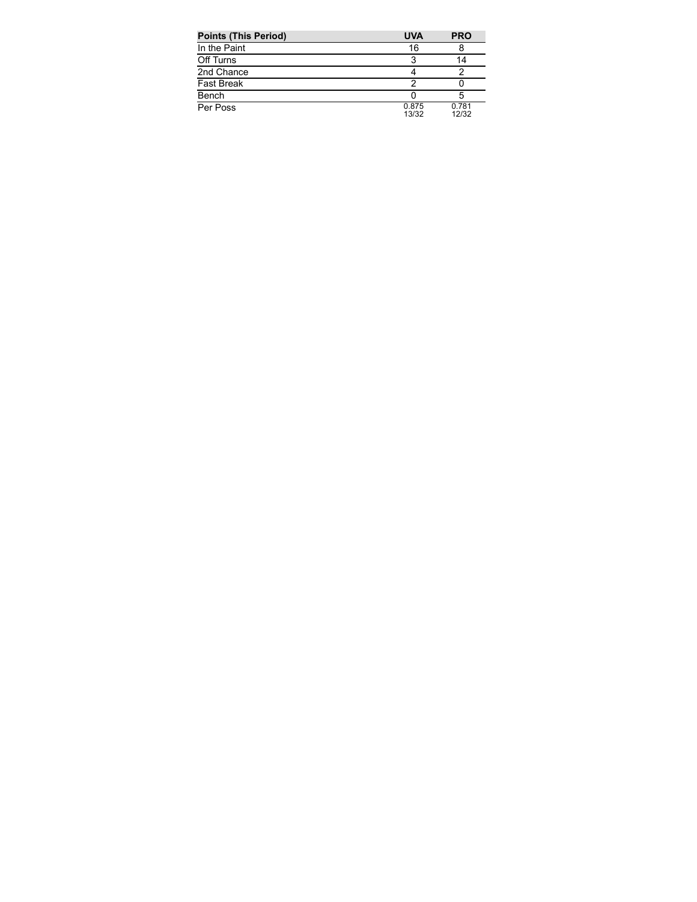| Points (This Period) | UVA | PRO |
| --- | --- | --- |
| In the Paint | 16 | 8 |
| Off Turns | 3 | 14 |
| 2nd Chance | 4 | 2 |
| Fast Break | 2 | 0 |
| Bench | 0 | 5 |
| Per Poss | 0.875<br>13/32 | 0.781<br>12/32 |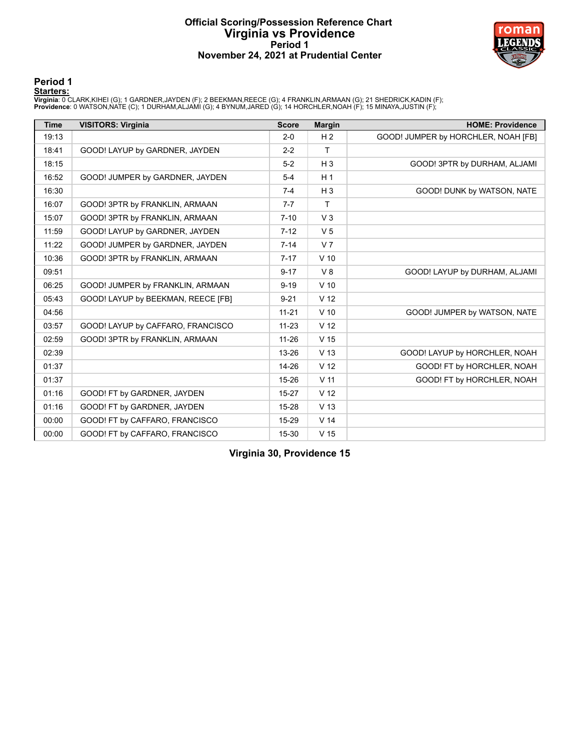# Official Scoring/Possession Reference Chart
# Virginia vs Providence
## Period 1
## November 24, 2021 at Prudential Center

### Period 1

**Starters:**

**Virginia**: 0 CLARK,KIHEI (G); 1 GARDNER,JAYDEN (F); 2 BEEKMAN,REECE (G); 4 FRANKLIN,ARMAAN (G); 21 SHEDRICK,KADIN (F);
**Providence**: 0 WATSON,NATE (C); 1 DURHAM,ALJAMI (G); 4 BYNUM,JARED (G); 14 HORCHLER,NOAH (F); 15 MINAYA,JUSTIN (F);

| Time | VISITORS: Virginia | Score | Margin | HOME: Providence |
|---|---|---|---|---|
| 19:13 | | 2-0 | H 2 | GOOD! JUMPER by HORCHLER, NOAH [FB] |
| 18:41 | GOOD! LAYUP by GARDNER, JAYDEN | 2-2 | T | |
| 18:15 | | 5-2 | H 3 | GOOD! 3PTR by DURHAM, ALJAMI |
| 16:52 | GOOD! JUMPER by GARDNER, JAYDEN | 5-4 | H 1 | |
| 16:30 | | 7-4 | H 3 | GOOD! DUNK by WATSON, NATE |
| 16:07 | GOOD! 3PTR by FRANKLIN, ARMAAN | 7-7 | T | |
| 15:07 | GOOD! 3PTR by FRANKLIN, ARMAAN | 7-10 | V 3 | |
| 11:59 | GOOD! LAYUP by GARDNER, JAYDEN | 7-12 | V 5 | |
| 11:22 | GOOD! JUMPER by GARDNER, JAYDEN | 7-14 | V 7 | |
| 10:36 | GOOD! 3PTR by FRANKLIN, ARMAAN | 7-17 | V 10 | |
| 09:51 | | 9-17 | V 8 | GOOD! LAYUP by DURHAM, ALJAMI |
| 06:25 | GOOD! JUMPER by FRANKLIN, ARMAAN | 9-19 | V 10 | |
| 05:43 | GOOD! LAYUP by BEEKMAN, REECE [FB] | 9-21 | V 12 | |
| 04:56 | | 11-21 | V 10 | GOOD! JUMPER by WATSON, NATE |
| 03:57 | GOOD! LAYUP by CAFFARO, FRANCISCO | 11-23 | V 12 | |
| 02:59 | GOOD! 3PTR by FRANKLIN, ARMAAN | 11-26 | V 15 | |
| 02:39 | | 13-26 | V 13 | GOOD! LAYUP by HORCHLER, NOAH |
| 01:37 | | 14-26 | V 12 | GOOD! FT by HORCHLER, NOAH |
| 01:37 | | 15-26 | V 11 | GOOD! FT by HORCHLER, NOAH |
| 01:16 | GOOD! FT by GARDNER, JAYDEN | 15-27 | V 12 | |
| 01:16 | GOOD! FT by GARDNER, JAYDEN | 15-28 | V 13 | |
| 00:00 | GOOD! FT by CAFFARO, FRANCISCO | 15-29 | V 14 | |
| 00:00 | GOOD! FT by CAFFARO, FRANCISCO | 15-30 | V 15 | |

**Virginia 30, Providence 15**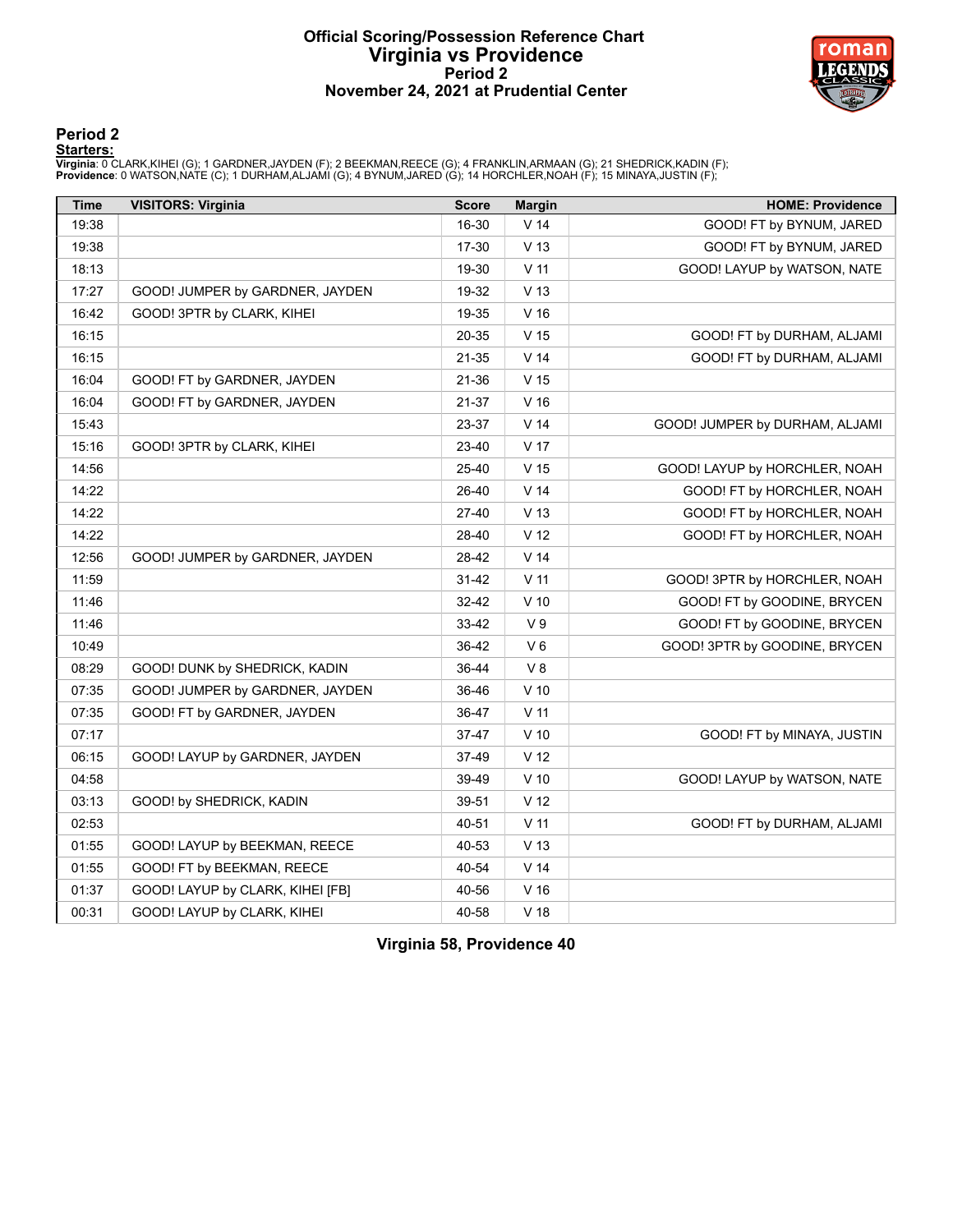# Official Scoring/Possession Reference Chart
## Virginia vs Providence
### Period 2
### November 24, 2021 at Prudential Center

**Period 2**

**Starters:**

**Virginia**: 0 CLARK,KIHEI (G); 1 GARDNER,JAYDEN (F); 2 BEEKMAN,REECE (G); 4 FRANKLIN,ARMAAN (G); 21 SHEDRICK,KADIN (F);
**Providence**: 0 WATSON,NATE (C); 1 DURHAM,ALJAMI (G); 4 BYNUM,JARED (G); 14 HORCHLER,NOAH (F); 15 MINAYA,JUSTIN (F);

| Time | VISITORS: Virginia | Score | Margin | HOME: Providence |
|---|---|---|---|---|
| 19:38 | | 16-30 | V 14 | GOOD! FT by BYNUM, JARED |
| 19:38 | | 17-30 | V 13 | GOOD! FT by BYNUM, JARED |
| 18:13 | | 19-30 | V 11 | GOOD! LAYUP by WATSON, NATE |
| 17:27 | GOOD! JUMPER by GARDNER, JAYDEN | 19-32 | V 13 | |
| 16:42 | GOOD! 3PTR by CLARK, KIHEI | 19-35 | V 16 | |
| 16:15 | | 20-35 | V 15 | GOOD! FT by DURHAM, ALJAMI |
| 16:15 | | 21-35 | V 14 | GOOD! FT by DURHAM, ALJAMI |
| 16:04 | GOOD! FT by GARDNER, JAYDEN | 21-36 | V 15 | |
| 16:04 | GOOD! FT by GARDNER, JAYDEN | 21-37 | V 16 | |
| 15:43 | | 23-37 | V 14 | GOOD! JUMPER by DURHAM, ALJAMI |
| 15:16 | GOOD! 3PTR by CLARK, KIHEI | 23-40 | V 17 | |
| 14:56 | | 25-40 | V 15 | GOOD! LAYUP by HORCHLER, NOAH |
| 14:22 | | 26-40 | V 14 | GOOD! FT by HORCHLER, NOAH |
| 14:22 | | 27-40 | V 13 | GOOD! FT by HORCHLER, NOAH |
| 14:22 | | 28-40 | V 12 | GOOD! FT by HORCHLER, NOAH |
| 12:56 | GOOD! JUMPER by GARDNER, JAYDEN | 28-42 | V 14 | |
| 11:59 | | 31-42 | V 11 | GOOD! 3PTR by HORCHLER, NOAH |
| 11:46 | | 32-42 | V 10 | GOOD! FT by GOODINE, BRYCEN |
| 11:46 | | 33-42 | V 9 | GOOD! FT by GOODINE, BRYCEN |
| 10:49 | | 36-42 | V 6 | GOOD! 3PTR by GOODINE, BRYCEN |
| 08:29 | GOOD! DUNK by SHEDRICK, KADIN | 36-44 | V 8 | |
| 07:35 | GOOD! JUMPER by GARDNER, JAYDEN | 36-46 | V 10 | |
| 07:35 | GOOD! FT by GARDNER, JAYDEN | 36-47 | V 11 | |
| 07:17 | | 37-47 | V 10 | GOOD! FT by MINAYA, JUSTIN |
| 06:15 | GOOD! LAYUP by GARDNER, JAYDEN | 37-49 | V 12 | |
| 04:58 | | 39-49 | V 10 | GOOD! LAYUP by WATSON, NATE |
| 03:13 | GOOD! by SHEDRICK, KADIN | 39-51 | V 12 | |
| 02:53 | | 40-51 | V 11 | GOOD! FT by DURHAM, ALJAMI |
| 01:55 | GOOD! LAYUP by BEEKMAN, REECE | 40-53 | V 13 | |
| 01:55 | GOOD! FT by BEEKMAN, REECE | 40-54 | V 14 | |
| 01:37 | GOOD! LAYUP by CLARK, KIHEI [FB] | 40-56 | V 16 | |
| 00:31 | GOOD! LAYUP by CLARK, KIHEI | 40-58 | V 18 | |

**Virginia 58, Providence 40**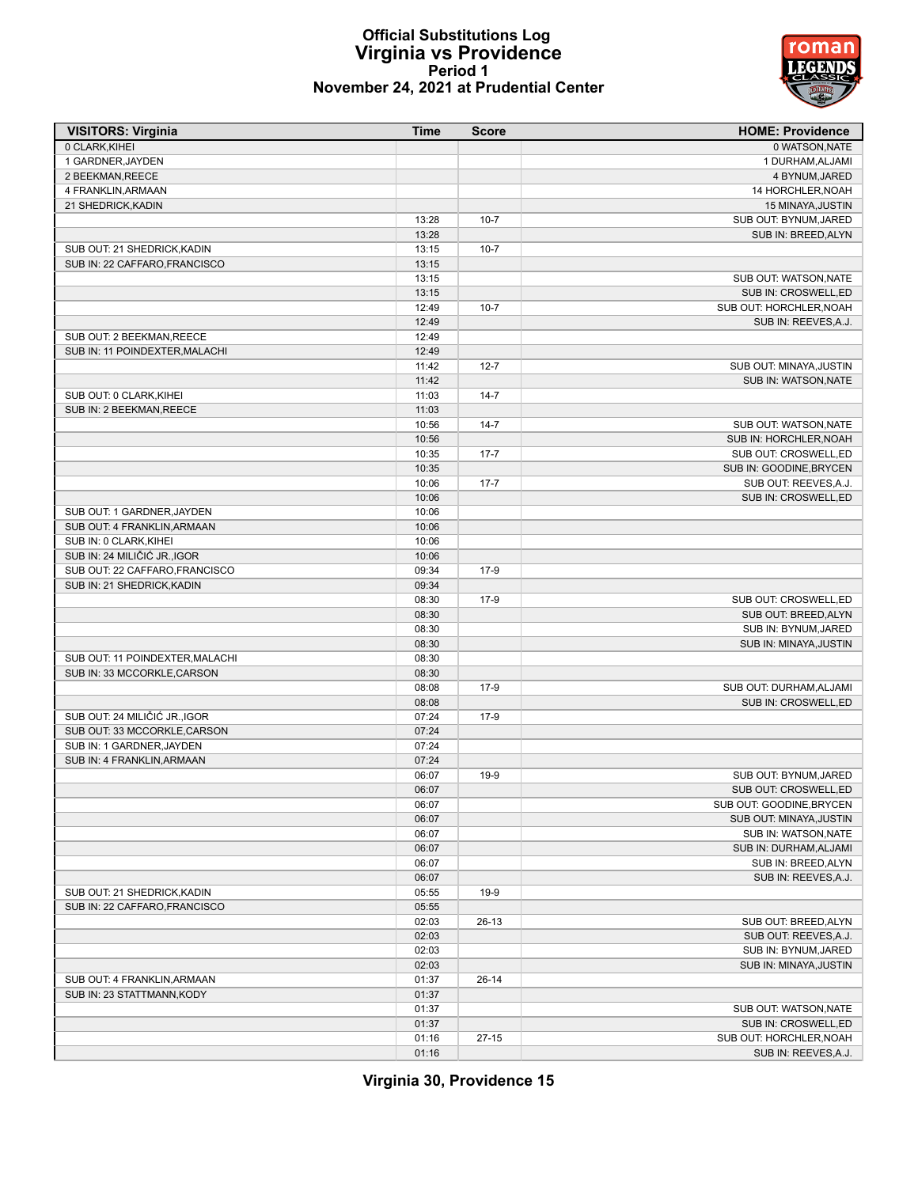# Official Substitutions Log
## Virginia vs Providence
### Period 1
### November 24, 2021 at Prudential Center

| VISITORS: Virginia | Time | Score | HOME: Providence |
|---|---|---|---|
| 0 CLARK,KIHEI | | | 0 WATSON,NATE |
| 1 GARDNER,JAYDEN | | | 1 DURHAM,ALJAMI |
| 2 BEEKMAN,REECE | | | 4 BYNUM,JARED |
| 4 FRANKLIN,ARMAAN | | | 14 HORCHLER,NOAH |
| 21 SHEDRICK,KADIN | | | 15 MINAYA,JUSTIN |
| | 13:28 | 10-7 | SUB OUT: BYNUM,JARED |
| | 13:28 | | SUB IN: BREED,ALYN |
| SUB OUT: 21 SHEDRICK,KADIN | 13:15 | 10-7 | |
| SUB IN: 22 CAFFARO,FRANCISCO | 13:15 | | |
| | 13:15 | | SUB OUT: WATSON,NATE |
| | 13:15 | | SUB IN: CROSWELL,ED |
| | 12:49 | 10-7 | SUB OUT: HORCHLER,NOAH |
| | 12:49 | | SUB IN: REEVES,A.J. |
| SUB OUT: 2 BEEKMAN,REECE | 12:49 | | |
| SUB IN: 11 POINDEXTER,MALACHI | 12:49 | | |
| | 11:42 | 12-7 | SUB OUT: MINAYA,JUSTIN |
| | 11:42 | | SUB IN: WATSON,NATE |
| SUB OUT: 0 CLARK,KIHEI | 11:03 | 14-7 | |
| SUB IN: 2 BEEKMAN,REECE | 11:03 | | |
| | 10:56 | 14-7 | SUB OUT: WATSON,NATE |
| | 10:56 | | SUB IN: HORCHLER,NOAH |
| | 10:35 | 17-7 | SUB OUT: CROSWELL,ED |
| | 10:35 | | SUB IN: GOODINE,BRYCEN |
| | 10:06 | 17-7 | SUB OUT: REEVES,A.J. |
| | 10:06 | | SUB IN: CROSWELL,ED |
| SUB OUT: 1 GARDNER,JAYDEN | 10:06 | | |
| SUB OUT: 4 FRANKLIN,ARMAAN | 10:06 | | |
| SUB IN: 0 CLARK,KIHEI | 10:06 | | |
| SUB IN: 24 MILIČIĆ JR.,IGOR | 10:06 | | |
| SUB OUT: 22 CAFFARO,FRANCISCO | 09:34 | 17-9 | |
| SUB IN: 21 SHEDRICK,KADIN | 09:34 | | |
| | 08:30 | 17-9 | SUB OUT: CROSWELL,ED |
| | 08:30 | | SUB OUT: BREED,ALYN |
| | 08:30 | | SUB IN: BYNUM,JARED |
| | 08:30 | | SUB IN: MINAYA,JUSTIN |
| SUB OUT: 11 POINDEXTER,MALACHI | 08:30 | | |
| SUB IN: 33 MCCORKLE,CARSON | 08:30 | | |
| | 08:08 | 17-9 | SUB OUT: DURHAM,ALJAMI |
| | 08:08 | | SUB IN: CROSWELL,ED |
| SUB OUT: 24 MILIČIĆ JR.,IGOR | 07:24 | 17-9 | |
| SUB OUT: 33 MCCORKLE,CARSON | 07:24 | | |
| SUB IN: 1 GARDNER,JAYDEN | 07:24 | | |
| SUB IN: 4 FRANKLIN,ARMAAN | 07:24 | | |
| | 06:07 | 19-9 | SUB OUT: BYNUM,JARED |
| | 06:07 | | SUB OUT: CROSWELL,ED |
| | 06:07 | | SUB OUT: GOODINE,BRYCEN |
| | 06:07 | | SUB OUT: MINAYA,JUSTIN |
| | 06:07 | | SUB IN: WATSON,NATE |
| | 06:07 | | SUB IN: DURHAM,ALJAMI |
| | 06:07 | | SUB IN: BREED,ALYN |
| | 06:07 | | SUB IN: REEVES,A.J. |
| SUB OUT: 21 SHEDRICK,KADIN | 05:55 | 19-9 | |
| SUB IN: 22 CAFFARO,FRANCISCO | 05:55 | | |
| | 02:03 | 26-13 | SUB OUT: BREED,ALYN |
| | 02:03 | | SUB OUT: REEVES,A.J. |
| | 02:03 | | SUB IN: BYNUM,JARED |
| | 02:03 | | SUB IN: MINAYA,JUSTIN |
| SUB OUT: 4 FRANKLIN,ARMAAN | 01:37 | 26-14 | |
| SUB IN: 23 STATTMANN,KODY | 01:37 | | |
| | 01:37 | | SUB OUT: WATSON,NATE |
| | 01:37 | | SUB IN: CROSWELL,ED |
| | 01:16 | 27-15 | SUB OUT: HORCHLER,NOAH |
| | 01:16 | | SUB IN: REEVES,A.J. |

**Virginia 30, Providence 15**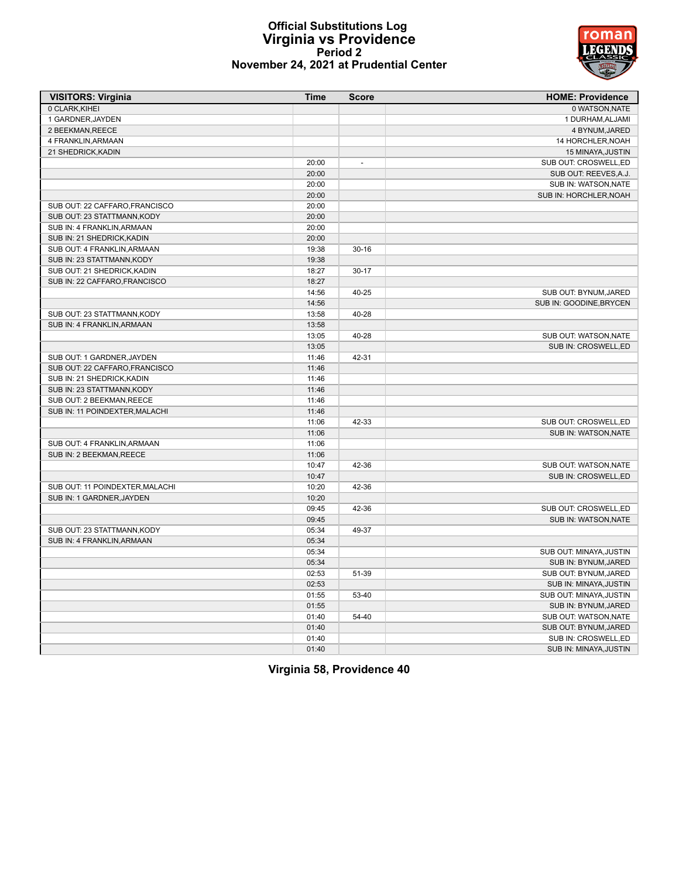# Official Substitutions Log
## Virginia vs Providence
### Period 2
### November 24, 2021 at Prudential Center

| VISITORS: Virginia | Time | Score | HOME: Providence |
|---|---|---|---|
| 0 CLARK,KIHEI | | | 0 WATSON,NATE |
| 1 GARDNER,JAYDEN | | | 1 DURHAM,ALJAMI |
| 2 BEEKMAN,REECE | | | 4 BYNUM,JARED |
| 4 FRANKLIN,ARMAAN | | | 14 HORCHLER,NOAH |
| 21 SHEDRICK,KADIN | | | 15 MINAYA,JUSTIN |
| | 20:00 | - | SUB OUT: CROSWELL,ED |
| | 20:00 | | SUB OUT: REEVES,A.J. |
| | 20:00 | | SUB IN: WATSON,NATE |
| | 20:00 | | SUB IN: HORCHLER,NOAH |
| SUB OUT: 22 CAFFARO,FRANCISCO | 20:00 | | |
| SUB OUT: 23 STATTMANN,KODY | 20:00 | | |
| SUB IN: 4 FRANKLIN,ARMAAN | 20:00 | | |
| SUB IN: 21 SHEDRICK,KADIN | 20:00 | | |
| SUB OUT: 4 FRANKLIN,ARMAAN | 19:38 | 30-16 | |
| SUB IN: 23 STATTMANN,KODY | 19:38 | | |
| SUB OUT: 21 SHEDRICK,KADIN | 18:27 | 30-17 | |
| SUB IN: 22 CAFFARO,FRANCISCO | 18:27 | | |
| | 14:56 | 40-25 | SUB OUT: BYNUM,JARED |
| | 14:56 | | SUB IN: GOODINE,BRYCEN |
| SUB OUT: 23 STATTMANN,KODY | 13:58 | 40-28 | |
| SUB IN: 4 FRANKLIN,ARMAAN | 13:58 | | |
| | 13:05 | 40-28 | SUB OUT: WATSON,NATE |
| | 13:05 | | SUB IN: CROSWELL,ED |
| SUB OUT: 1 GARDNER,JAYDEN | 11:46 | 42-31 | |
| SUB OUT: 22 CAFFARO,FRANCISCO | 11:46 | | |
| SUB IN: 21 SHEDRICK,KADIN | 11:46 | | |
| SUB IN: 23 STATTMANN,KODY | 11:46 | | |
| SUB OUT: 2 BEEKMAN,REECE | 11:46 | | |
| SUB IN: 11 POINDEXTER,MALACHI | 11:46 | | |
| | 11:06 | 42-33 | SUB OUT: CROSWELL,ED |
| | 11:06 | | SUB IN: WATSON,NATE |
| SUB OUT: 4 FRANKLIN,ARMAAN | 11:06 | | |
| SUB IN: 2 BEEKMAN,REECE | 11:06 | | |
| | 10:47 | 42-36 | SUB OUT: WATSON,NATE |
| | 10:47 | | SUB IN: CROSWELL,ED |
| SUB OUT: 11 POINDEXTER,MALACHI | 10:20 | 42-36 | |
| SUB IN: 1 GARDNER,JAYDEN | 10:20 | | |
| | 09:45 | 42-36 | SUB OUT: CROSWELL,ED |
| | 09:45 | | SUB IN: WATSON,NATE |
| SUB OUT: 23 STATTMANN,KODY | 05:34 | 49-37 | |
| SUB IN: 4 FRANKLIN,ARMAAN | 05:34 | | |
| | 05:34 | | SUB OUT: MINAYA,JUSTIN |
| | 05:34 | | SUB IN: BYNUM,JARED |
| | 02:53 | 51-39 | SUB OUT: BYNUM,JARED |
| | 02:53 | | SUB IN: MINAYA,JUSTIN |
| | 01:55 | 53-40 | SUB OUT: MINAYA,JUSTIN |
| | 01:55 | | SUB IN: BYNUM,JARED |
| | 01:40 | 54-40 | SUB OUT: WATSON,NATE |
| | 01:40 | | SUB OUT: BYNUM,JARED |
| | 01:40 | | SUB IN: CROSWELL,ED |
| | 01:40 | | SUB IN: MINAYA,JUSTIN |

**Virginia 58, Providence 40**